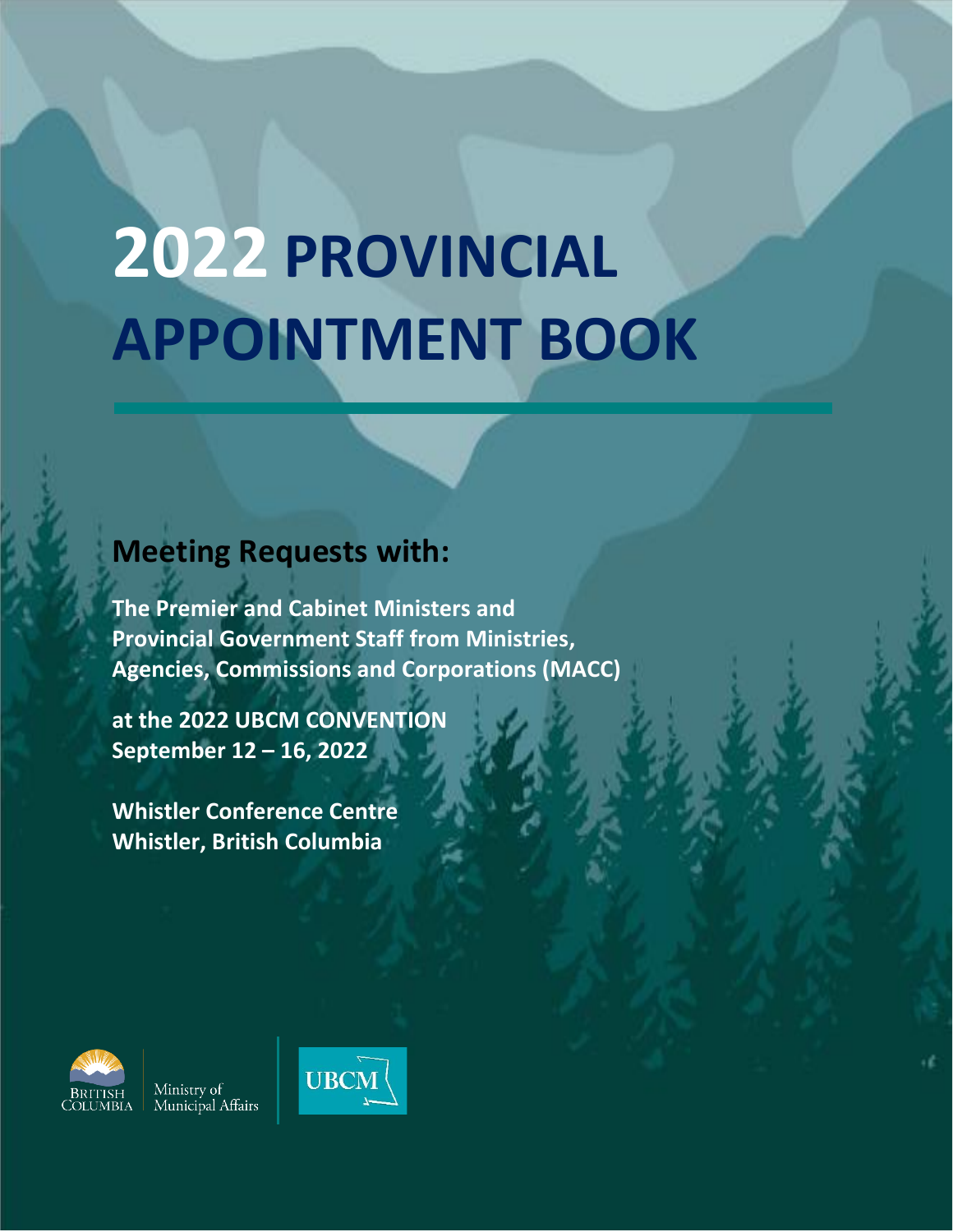# 2022 PROVINCIAL APPOINTMENT BOOK

## Meeting Requests with:

**The Premier and Cabinet Ministers and Provincial Government Staff from Ministries, Agencies, Commissions and Corporations (MACC)**

**at the 2022 UBCM CONVENTION**
**September 12 – 16, 2022**

**Whistler Conference Centre**
**Whistler, British Columbia**

British Columbia | Ministry of Municipal Affairs

UBCM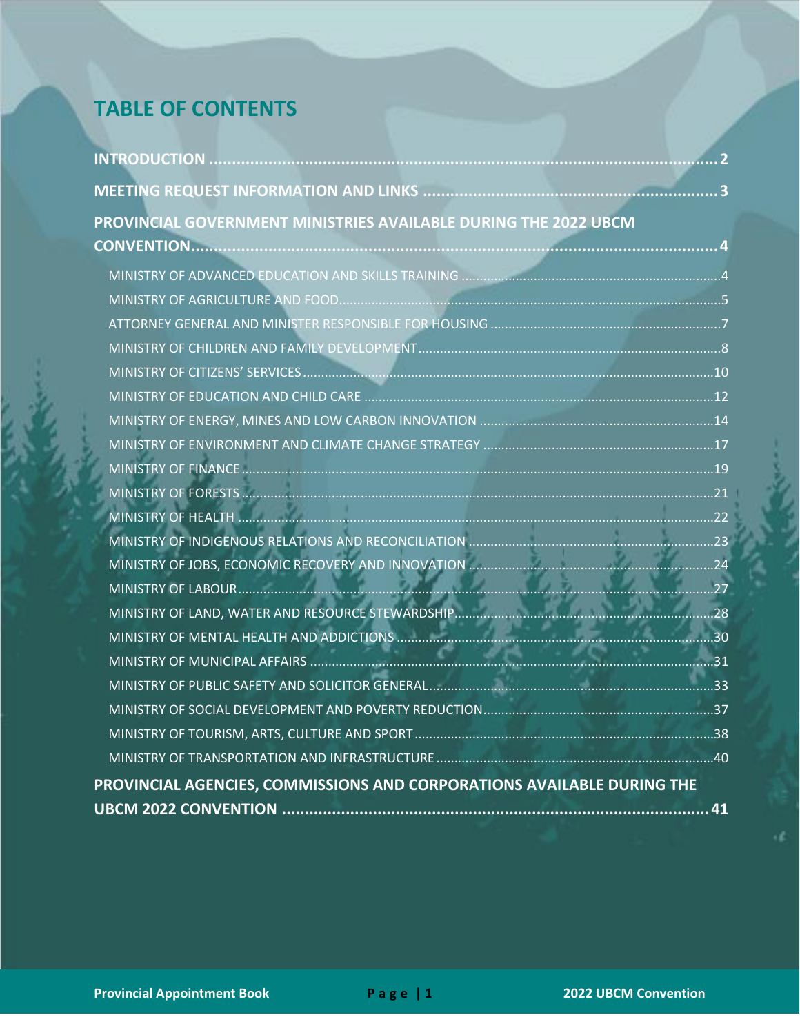# TABLE OF CONTENTS

**INTRODUCTION** .......... 2

**MEETING REQUEST INFORMATION AND LINKS** .......... 3

**PROVINCIAL GOVERNMENT MINISTRIES AVAILABLE DURING THE 2022 UBCM CONVENTION** .......... 4

- MINISTRY OF ADVANCED EDUCATION AND SKILLS TRAINING .......... 4
- MINISTRY OF AGRICULTURE AND FOOD .......... 5
- ATTORNEY GENERAL AND MINISTER RESPONSIBLE FOR HOUSING .......... 7
- MINISTRY OF CHILDREN AND FAMILY DEVELOPMENT .......... 8
- MINISTRY OF CITIZENS' SERVICES .......... 10
- MINISTRY OF EDUCATION AND CHILD CARE .......... 12
- MINISTRY OF ENERGY, MINES AND LOW CARBON INNOVATION .......... 14
- MINISTRY OF ENVIRONMENT AND CLIMATE CHANGE STRATEGY .......... 17
- MINISTRY OF FINANCE .......... 19
- MINISTRY OF FORESTS .......... 21
- MINISTRY OF HEALTH .......... 22
- MINISTRY OF INDIGENOUS RELATIONS AND RECONCILIATION .......... 23
- MINISTRY OF JOBS, ECONOMIC RECOVERY AND INNOVATION .......... 24
- MINISTRY OF LABOUR .......... 27
- MINISTRY OF LAND, WATER AND RESOURCE STEWARDSHIP .......... 28
- MINISTRY OF MENTAL HEALTH AND ADDICTIONS .......... 30
- MINISTRY OF MUNICIPAL AFFAIRS .......... 31
- MINISTRY OF PUBLIC SAFETY AND SOLICITOR GENERAL .......... 33
- MINISTRY OF SOCIAL DEVELOPMENT AND POVERTY REDUCTION .......... 37
- MINISTRY OF TOURISM, ARTS, CULTURE AND SPORT .......... 38
- MINISTRY OF TRANSPORTATION AND INFRASTRUCTURE .......... 40

**PROVINCIAL AGENCIES, COMMISSIONS AND CORPORATIONS AVAILABLE DURING THE UBCM 2022 CONVENTION** .......... 41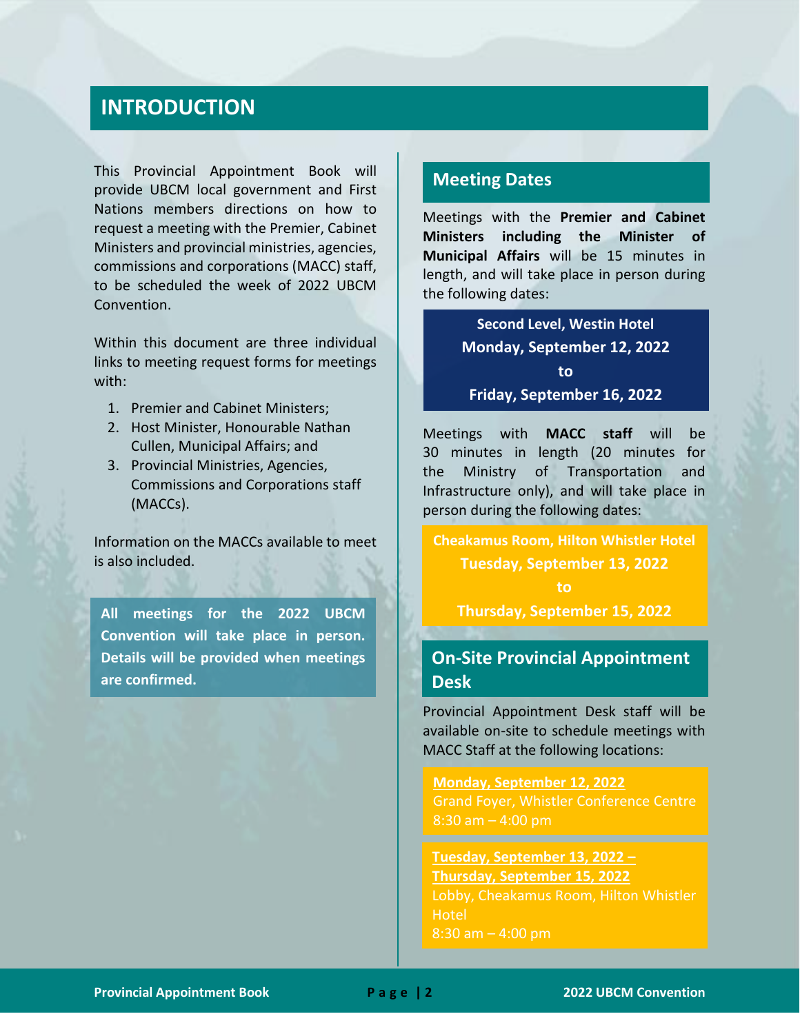# INTRODUCTION

This Provincial Appointment Book will provide UBCM local government and First Nations members directions on how to request a meeting with the Premier, Cabinet Ministers and provincial ministries, agencies, commissions and corporations (MACC) staff, to be scheduled the week of 2022 UBCM Convention.

Within this document are three individual links to meeting request forms for meetings with:

1. Premier and Cabinet Ministers;
2. Host Minister, Honourable Nathan Cullen, Municipal Affairs; and
3. Provincial Ministries, Agencies, Commissions and Corporations staff (MACCs).

Information on the MACCs available to meet is also included.

**All meetings for the 2022 UBCM Convention will take place in person. Details will be provided when meetings are confirmed.**

## Meeting Dates

Meetings with the **Premier and Cabinet Ministers including the Minister of Municipal Affairs** will be 15 minutes in length, and will take place in person during the following dates:

**Second Level, Westin Hotel**
**Monday, September 12, 2022**
**to**
**Friday, September 16, 2022**

Meetings with **MACC staff** will be 30 minutes in length (20 minutes for the Ministry of Transportation and Infrastructure only), and will take place in person during the following dates:

**Cheakamus Room, Hilton Whistler Hotel**
**Tuesday, September 13, 2022**
**to**
**Thursday, September 15, 2022**

## On-Site Provincial Appointment Desk

Provincial Appointment Desk staff will be available on-site to schedule meetings with MACC Staff at the following locations:

**Monday, September 12, 2022**
Grand Foyer, Whistler Conference Centre
8:30 am – 4:00 pm

**Tuesday, September 13, 2022 – Thursday, September 15, 2022**
Lobby, Cheakamus Room, Hilton Whistler Hotel
8:30 am – 4:00 pm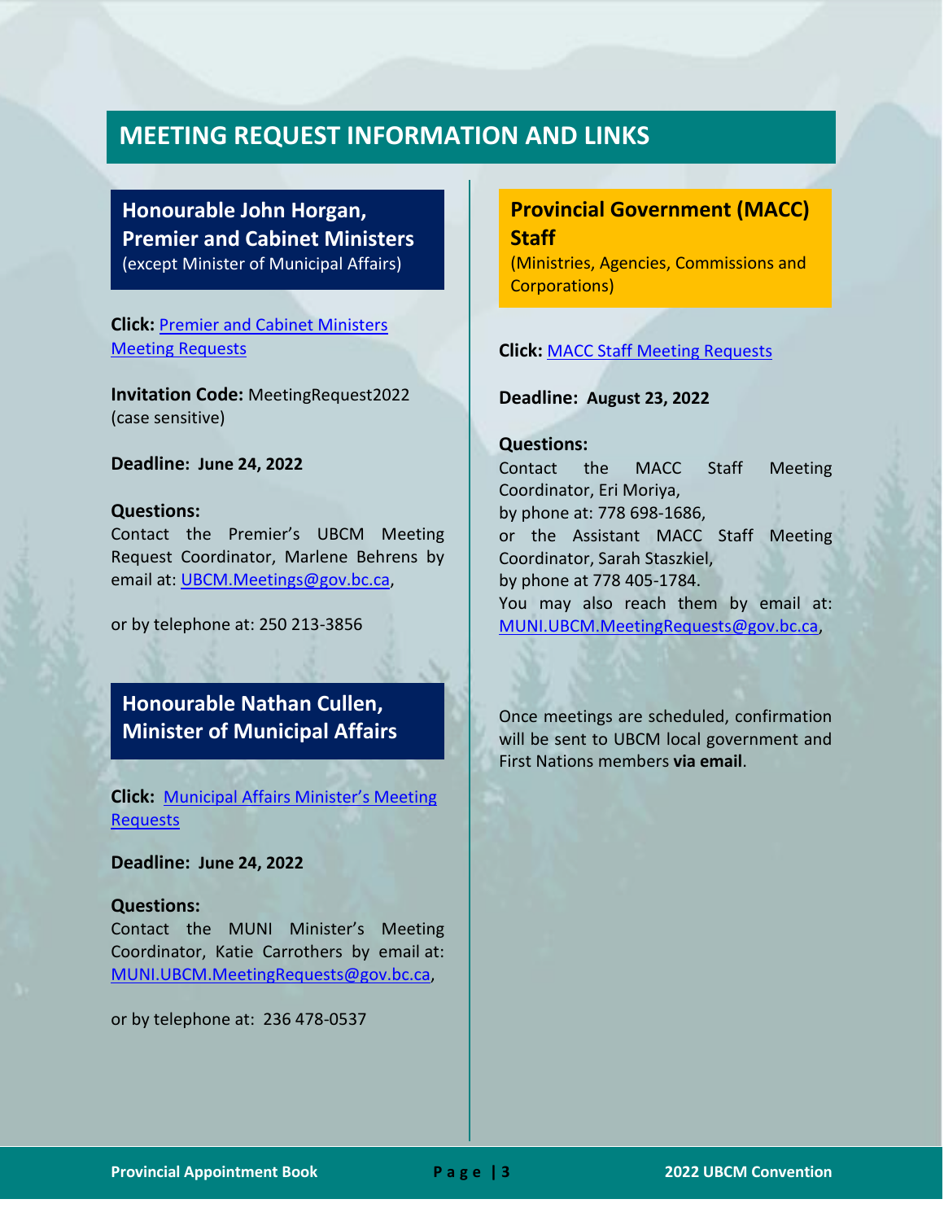# MEETING REQUEST INFORMATION AND LINKS

## Honourable John Horgan, Premier and Cabinet Ministers

(except Minister of Municipal Affairs)

**Click:** Premier and Cabinet Ministers Meeting Requests

**Invitation Code:** MeetingRequest2022 (case sensitive)

**Deadline: June 24, 2022**

**Questions:**
Contact the Premier's UBCM Meeting Request Coordinator, Marlene Behrens by email at: UBCM.Meetings@gov.bc.ca,

or by telephone at: 250 213-3856

## Honourable Nathan Cullen, Minister of Municipal Affairs

**Click:** Municipal Affairs Minister's Meeting Requests

**Deadline: June 24, 2022**

**Questions:**
Contact the MUNI Minister's Meeting Coordinator, Katie Carrothers by email at: MUNI.UBCM.MeetingRequests@gov.bc.ca,

or by telephone at: 236 478-0537

## Provincial Government (MACC) Staff

(Ministries, Agencies, Commissions and Corporations)

**Click:** MACC Staff Meeting Requests

**Deadline: August 23, 2022**

**Questions:**
Contact the MACC Staff Meeting Coordinator, Eri Moriya,
by phone at: 778 698-1686,
or the Assistant MACC Staff Meeting Coordinator, Sarah Staszkiel,
by phone at 778 405-1784.
You may also reach them by email at: MUNI.UBCM.MeetingRequests@gov.bc.ca,

Once meetings are scheduled, confirmation will be sent to UBCM local government and First Nations members **via email**.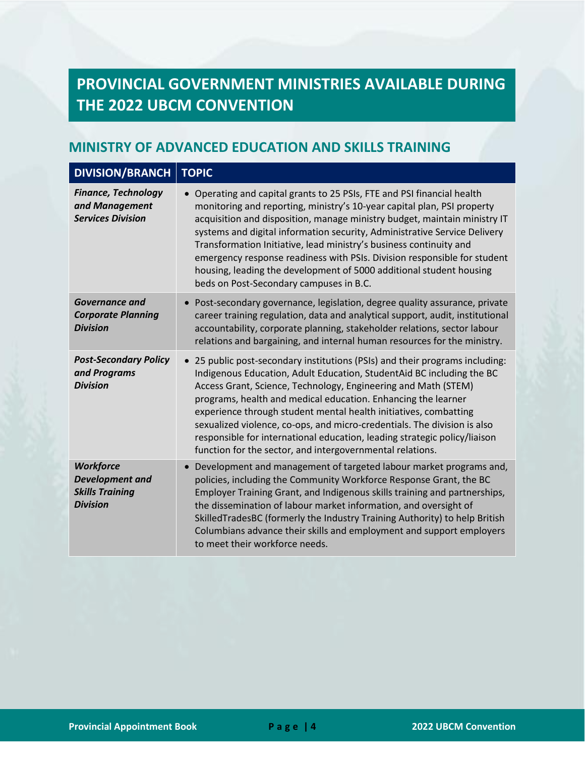# PROVINCIAL GOVERNMENT MINISTRIES AVAILABLE DURING THE 2022 UBCM CONVENTION

## MINISTRY OF ADVANCED EDUCATION AND SKILLS TRAINING

| DIVISION/BRANCH | TOPIC |
|---|---|
| ***Finance, Technology and Management Services Division*** | • Operating and capital grants to 25 PSIs, FTE and PSI financial health monitoring and reporting, ministry's 10-year capital plan, PSI property acquisition and disposition, manage ministry budget, maintain ministry IT systems and digital information security, Administrative Service Delivery Transformation Initiative, lead ministry's business continuity and emergency response readiness with PSIs. Division responsible for student housing, leading the development of 5000 additional student housing beds on Post-Secondary campuses in B.C. |
| ***Governance and Corporate Planning Division*** | • Post-secondary governance, legislation, degree quality assurance, private career training regulation, data and analytical support, audit, institutional accountability, corporate planning, stakeholder relations, sector labour relations and bargaining, and internal human resources for the ministry. |
| ***Post-Secondary Policy and Programs Division*** | • 25 public post-secondary institutions (PSIs) and their programs including: Indigenous Education, Adult Education, StudentAid BC including the BC Access Grant, Science, Technology, Engineering and Math (STEM) programs, health and medical education. Enhancing the learner experience through student mental health initiatives, combatting sexualized violence, co-ops, and micro-credentials. The division is also responsible for international education, leading strategic policy/liaison function for the sector, and intergovernmental relations. |
| ***Workforce Development and Skills Training Division*** | • Development and management of targeted labour market programs and, policies, including the Community Workforce Response Grant, the BC Employer Training Grant, and Indigenous skills training and partnerships, the dissemination of labour market information, and oversight of SkilledTradesBC (formerly the Industry Training Authority) to help British Columbians advance their skills and employment and support employers to meet their workforce needs. |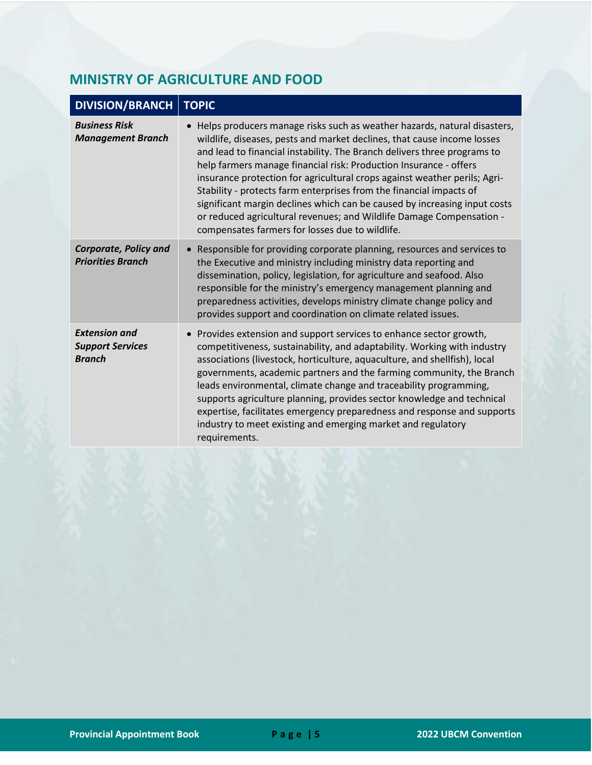## MINISTRY OF AGRICULTURE AND FOOD

| DIVISION/BRANCH | TOPIC |
| --- | --- |
| ***Business Risk Management Branch*** | • Helps producers manage risks such as weather hazards, natural disasters, wildlife, diseases, pests and market declines, that cause income losses and lead to financial instability. The Branch delivers three programs to help farmers manage financial risk: Production Insurance - offers insurance protection for agricultural crops against weather perils; Agri-Stability - protects farm enterprises from the financial impacts of significant margin declines which can be caused by increasing input costs or reduced agricultural revenues; and Wildlife Damage Compensation - compensates farmers for losses due to wildlife. |
| ***Corporate, Policy and Priorities Branch*** | • Responsible for providing corporate planning, resources and services to the Executive and ministry including ministry data reporting and dissemination, policy, legislation, for agriculture and seafood. Also responsible for the ministry's emergency management planning and preparedness activities, develops ministry climate change policy and provides support and coordination on climate related issues. |
| ***Extension and Support Services Branch*** | • Provides extension and support services to enhance sector growth, competitiveness, sustainability, and adaptability. Working with industry associations (livestock, horticulture, aquaculture, and shellfish), local governments, academic partners and the farming community, the Branch leads environmental, climate change and traceability programming, supports agriculture planning, provides sector knowledge and technical expertise, facilitates emergency preparedness and response and supports industry to meet existing and emerging market and regulatory requirements. |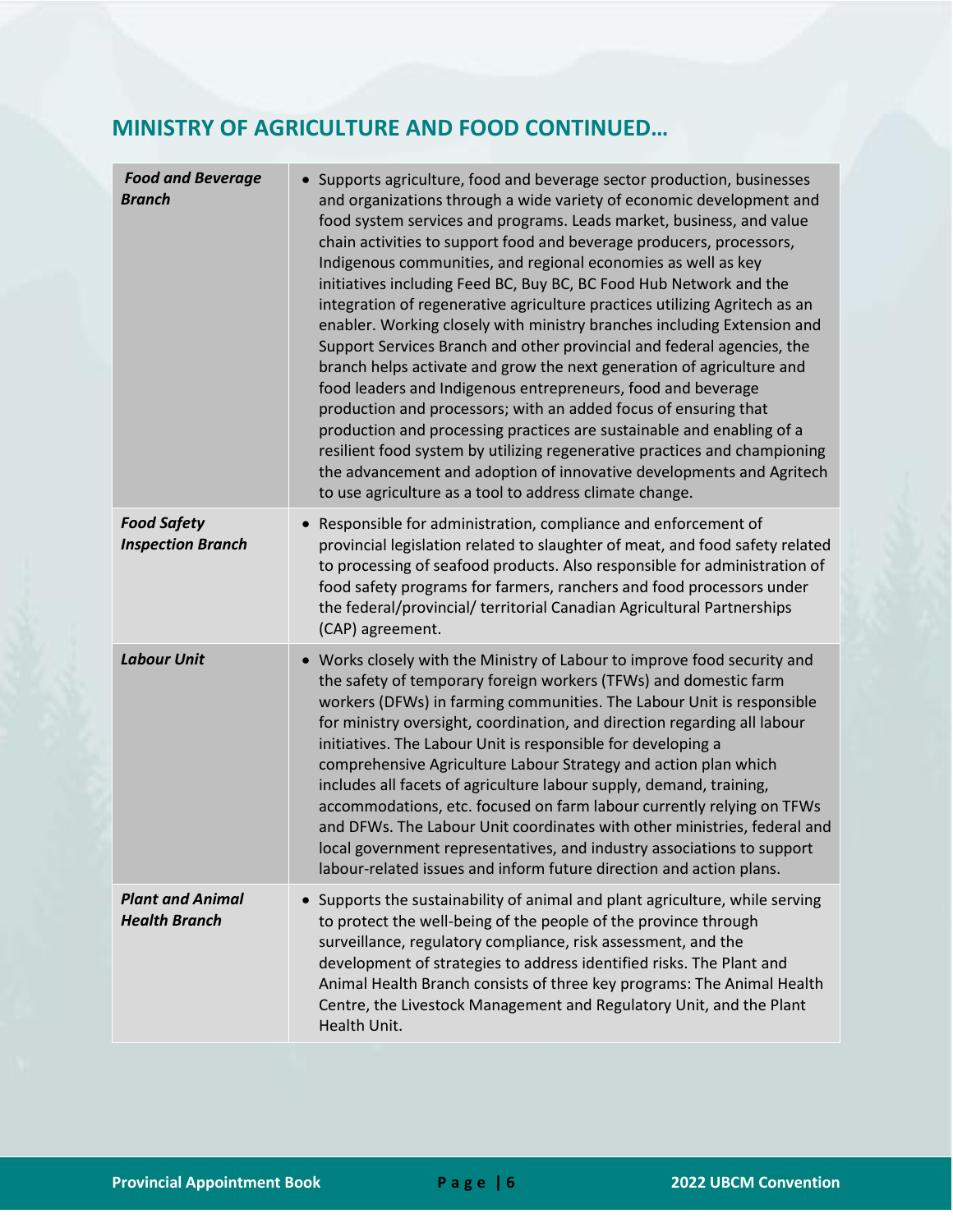## MINISTRY OF AGRICULTURE AND FOOD CONTINUED…

| | |
|---|---|
| ***Food and Beverage Branch*** | • Supports agriculture, food and beverage sector production, businesses and organizations through a wide variety of economic development and food system services and programs. Leads market, business, and value chain activities to support food and beverage producers, processors, Indigenous communities, and regional economies as well as key initiatives including Feed BC, Buy BC, BC Food Hub Network and the integration of regenerative agriculture practices utilizing Agritech as an enabler. Working closely with ministry branches including Extension and Support Services Branch and other provincial and federal agencies, the branch helps activate and grow the next generation of agriculture and food leaders and Indigenous entrepreneurs, food and beverage production and processors; with an added focus of ensuring that production and processing practices are sustainable and enabling of a resilient food system by utilizing regenerative practices and championing the advancement and adoption of innovative developments and Agritech to use agriculture as a tool to address climate change. |
| ***Food Safety Inspection Branch*** | • Responsible for administration, compliance and enforcement of provincial legislation related to slaughter of meat, and food safety related to processing of seafood products. Also responsible for administration of food safety programs for farmers, ranchers and food processors under the federal/provincial/ territorial Canadian Agricultural Partnerships (CAP) agreement. |
| ***Labour Unit*** | • Works closely with the Ministry of Labour to improve food security and the safety of temporary foreign workers (TFWs) and domestic farm workers (DFWs) in farming communities. The Labour Unit is responsible for ministry oversight, coordination, and direction regarding all labour initiatives. The Labour Unit is responsible for developing a comprehensive Agriculture Labour Strategy and action plan which includes all facets of agriculture labour supply, demand, training, accommodations, etc. focused on farm labour currently relying on TFWs and DFWs. The Labour Unit coordinates with other ministries, federal and local government representatives, and industry associations to support labour-related issues and inform future direction and action plans. |
| ***Plant and Animal Health Branch*** | • Supports the sustainability of animal and plant agriculture, while serving to protect the well-being of the people of the province through surveillance, regulatory compliance, risk assessment, and the development of strategies to address identified risks. The Plant and Animal Health Branch consists of three key programs: The Animal Health Centre, the Livestock Management and Regulatory Unit, and the Plant Health Unit. |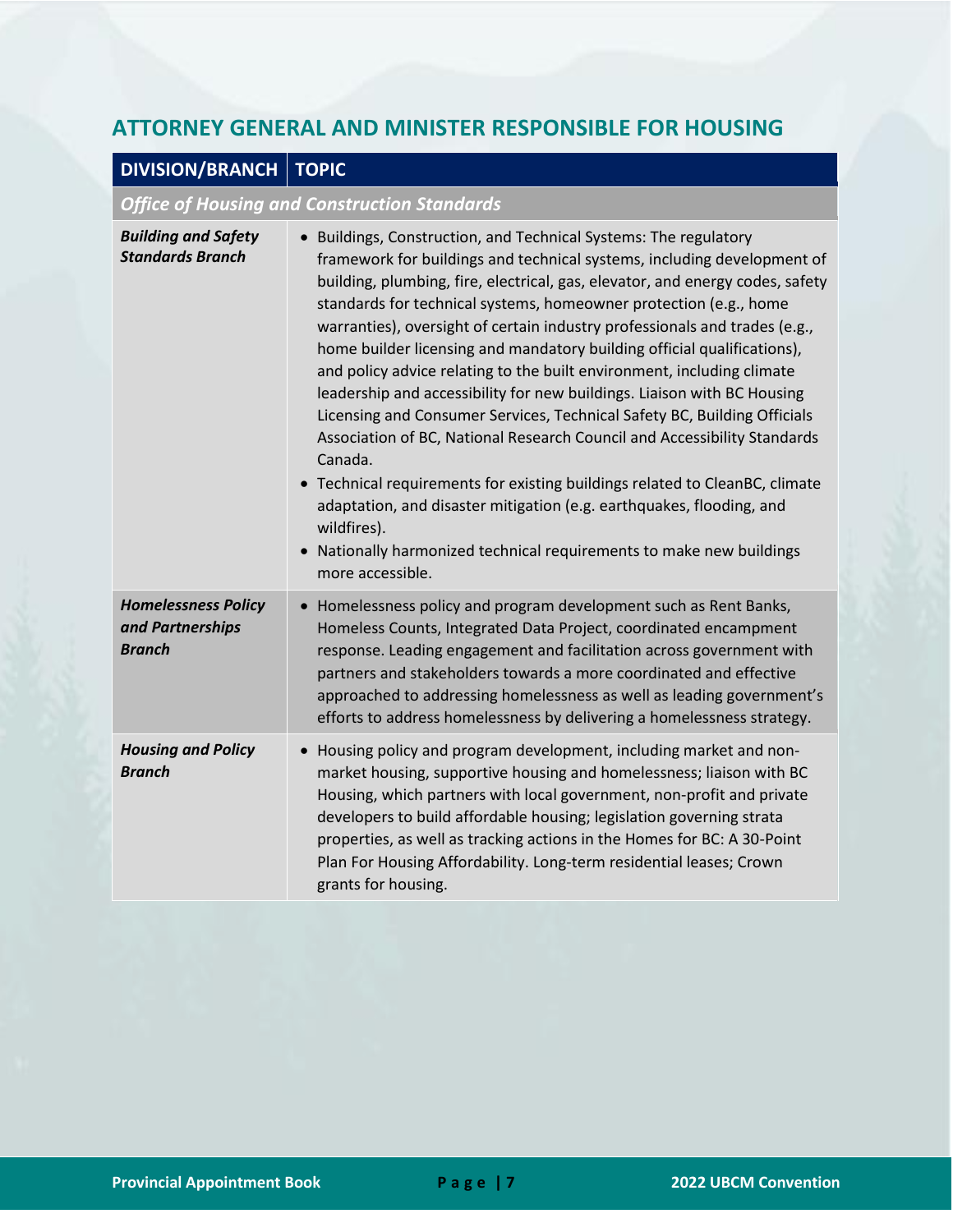## ATTORNEY GENERAL AND MINISTER RESPONSIBLE FOR HOUSING

| DIVISION/BRANCH | TOPIC |
|---|---|
| ***Office of Housing and Construction Standards*** | |
| ***Building and Safety Standards Branch*** | • Buildings, Construction, and Technical Systems: The regulatory framework for buildings and technical systems, including development of building, plumbing, fire, electrical, gas, elevator, and energy codes, safety standards for technical systems, homeowner protection (e.g., home warranties), oversight of certain industry professionals and trades (e.g., home builder licensing and mandatory building official qualifications), and policy advice relating to the built environment, including climate leadership and accessibility for new buildings. Liaison with BC Housing Licensing and Consumer Services, Technical Safety BC, Building Officials Association of BC, National Research Council and Accessibility Standards Canada.<br>• Technical requirements for existing buildings related to CleanBC, climate adaptation, and disaster mitigation (e.g. earthquakes, flooding, and wildfires).<br>• Nationally harmonized technical requirements to make new buildings more accessible. |
| ***Homelessness Policy and Partnerships Branch*** | • Homelessness policy and program development such as Rent Banks, Homeless Counts, Integrated Data Project, coordinated encampment response. Leading engagement and facilitation across government with partners and stakeholders towards a more coordinated and effective approached to addressing homelessness as well as leading government's efforts to address homelessness by delivering a homelessness strategy. |
| ***Housing and Policy Branch*** | • Housing policy and program development, including market and non-market housing, supportive housing and homelessness; liaison with BC Housing, which partners with local government, non-profit and private developers to build affordable housing; legislation governing strata properties, as well as tracking actions in the Homes for BC: A 30-Point Plan For Housing Affordability. Long-term residential leases; Crown grants for housing. |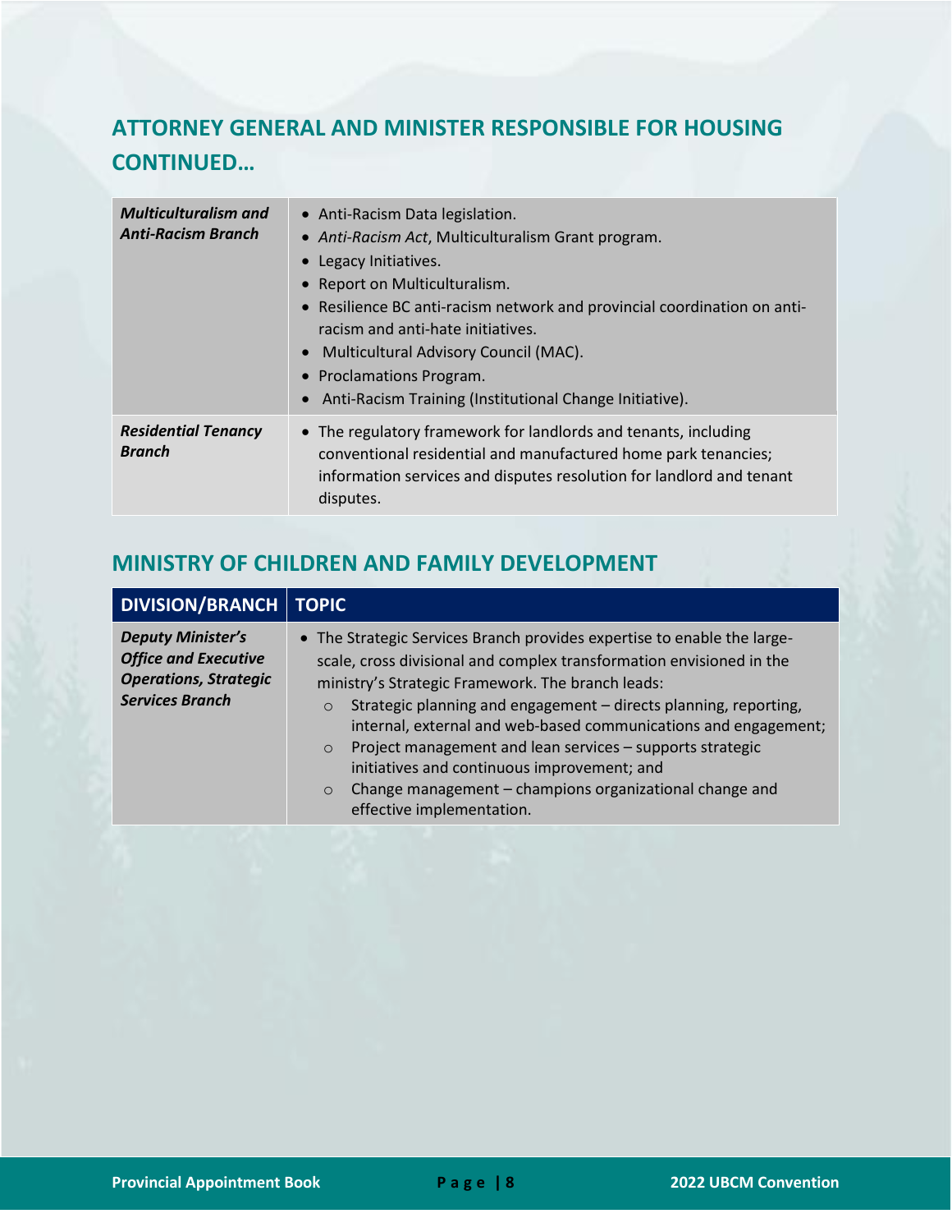## ATTORNEY GENERAL AND MINISTER RESPONSIBLE FOR HOUSING CONTINUED…

| | |
|---|---|
| ***Multiculturalism and Anti-Racism Branch*** | • Anti-Racism Data legislation.<br>• *Anti-Racism Act*, Multiculturalism Grant program.<br>• Legacy Initiatives.<br>• Report on Multiculturalism.<br>• Resilience BC anti-racism network and provincial coordination on anti-racism and anti-hate initiatives.<br>• Multicultural Advisory Council (MAC).<br>• Proclamations Program.<br>• Anti-Racism Training (Institutional Change Initiative). |
| ***Residential Tenancy Branch*** | • The regulatory framework for landlords and tenants, including conventional residential and manufactured home park tenancies; information services and disputes resolution for landlord and tenant disputes. |

## MINISTRY OF CHILDREN AND FAMILY DEVELOPMENT

| DIVISION/BRANCH | TOPIC |
|---|---|
| ***Deputy Minister's Office and Executive Operations, Strategic Services Branch*** | • The Strategic Services Branch provides expertise to enable the large-scale, cross divisional and complex transformation envisioned in the ministry's Strategic Framework. The branch leads:<br>  ○ Strategic planning and engagement – directs planning, reporting, internal, external and web-based communications and engagement;<br>  ○ Project management and lean services – supports strategic initiatives and continuous improvement; and<br>  ○ Change management – champions organizational change and effective implementation. |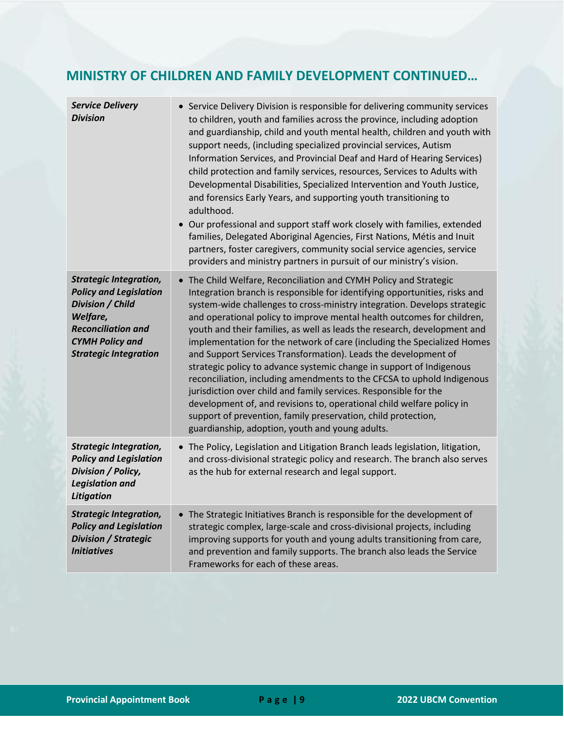## MINISTRY OF CHILDREN AND FAMILY DEVELOPMENT CONTINUED…

| | |
|---|---|
| ***Service Delivery Division*** | • Service Delivery Division is responsible for delivering community services to children, youth and families across the province, including adoption and guardianship, child and youth mental health, children and youth with support needs, (including specialized provincial services, Autism Information Services, and Provincial Deaf and Hard of Hearing Services) child protection and family services, resources, Services to Adults with Developmental Disabilities, Specialized Intervention and Youth Justice, and forensics Early Years, and supporting youth transitioning to adulthood.<br>• Our professional and support staff work closely with families, extended families, Delegated Aboriginal Agencies, First Nations, Métis and Inuit partners, foster caregivers, community social service agencies, service providers and ministry partners in pursuit of our ministry's vision. |
| ***Strategic Integration, Policy and Legislation Division / Child Welfare, Reconciliation and CYMH Policy and Strategic Integration*** | • The Child Welfare, Reconciliation and CYMH Policy and Strategic Integration branch is responsible for identifying opportunities, risks and system-wide challenges to cross-ministry integration. Develops strategic and operational policy to improve mental health outcomes for children, youth and their families, as well as leads the research, development and implementation for the network of care (including the Specialized Homes and Support Services Transformation). Leads the development of strategic policy to advance systemic change in support of Indigenous reconciliation, including amendments to the CFCSA to uphold Indigenous jurisdiction over child and family services. Responsible for the development of, and revisions to, operational child welfare policy in support of prevention, family preservation, child protection, guardianship, adoption, youth and young adults. |
| ***Strategic Integration, Policy and Legislation Division / Policy, Legislation and Litigation*** | • The Policy, Legislation and Litigation Branch leads legislation, litigation, and cross-divisional strategic policy and research. The branch also serves as the hub for external research and legal support. |
| ***Strategic Integration, Policy and Legislation Division / Strategic Initiatives*** | • The Strategic Initiatives Branch is responsible for the development of strategic complex, large-scale and cross-divisional projects, including improving supports for youth and young adults transitioning from care, and prevention and family supports. The branch also leads the Service Frameworks for each of these areas. |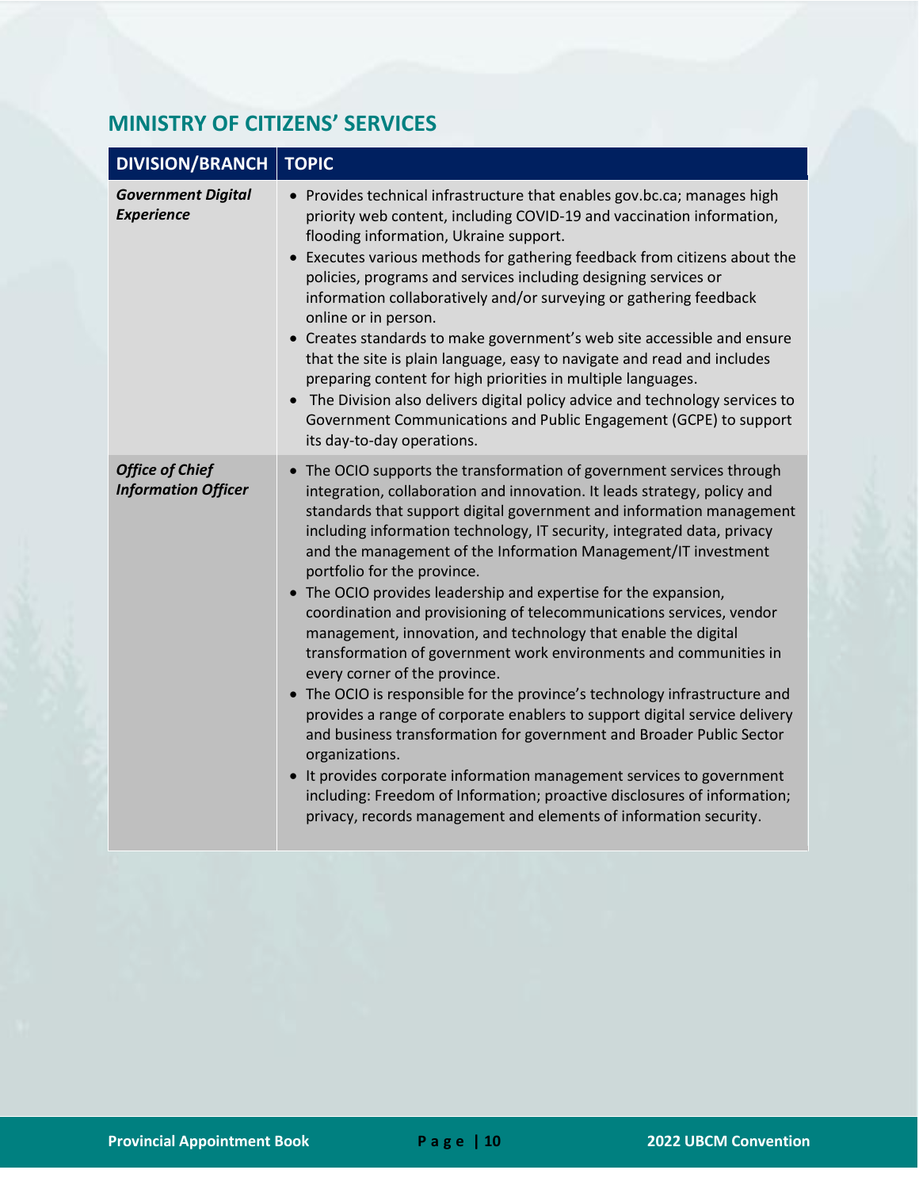## MINISTRY OF CITIZENS' SERVICES

| DIVISION/BRANCH | TOPIC |
|---|---|
| ***Government Digital Experience*** | • Provides technical infrastructure that enables gov.bc.ca; manages high priority web content, including COVID-19 and vaccination information, flooding information, Ukraine support.<br>• Executes various methods for gathering feedback from citizens about the policies, programs and services including designing services or information collaboratively and/or surveying or gathering feedback online or in person.<br>• Creates standards to make government's web site accessible and ensure that the site is plain language, easy to navigate and read and includes preparing content for high priorities in multiple languages.<br>• The Division also delivers digital policy advice and technology services to Government Communications and Public Engagement (GCPE) to support its day-to-day operations. |
| ***Office of Chief Information Officer*** | • The OCIO supports the transformation of government services through integration, collaboration and innovation. It leads strategy, policy and standards that support digital government and information management including information technology, IT security, integrated data, privacy and the management of the Information Management/IT investment portfolio for the province.<br>• The OCIO provides leadership and expertise for the expansion, coordination and provisioning of telecommunications services, vendor management, innovation, and technology that enable the digital transformation of government work environments and communities in every corner of the province.<br>• The OCIO is responsible for the province's technology infrastructure and provides a range of corporate enablers to support digital service delivery and business transformation for government and Broader Public Sector organizations.<br>• It provides corporate information management services to government including: Freedom of Information; proactive disclosures of information; privacy, records management and elements of information security. |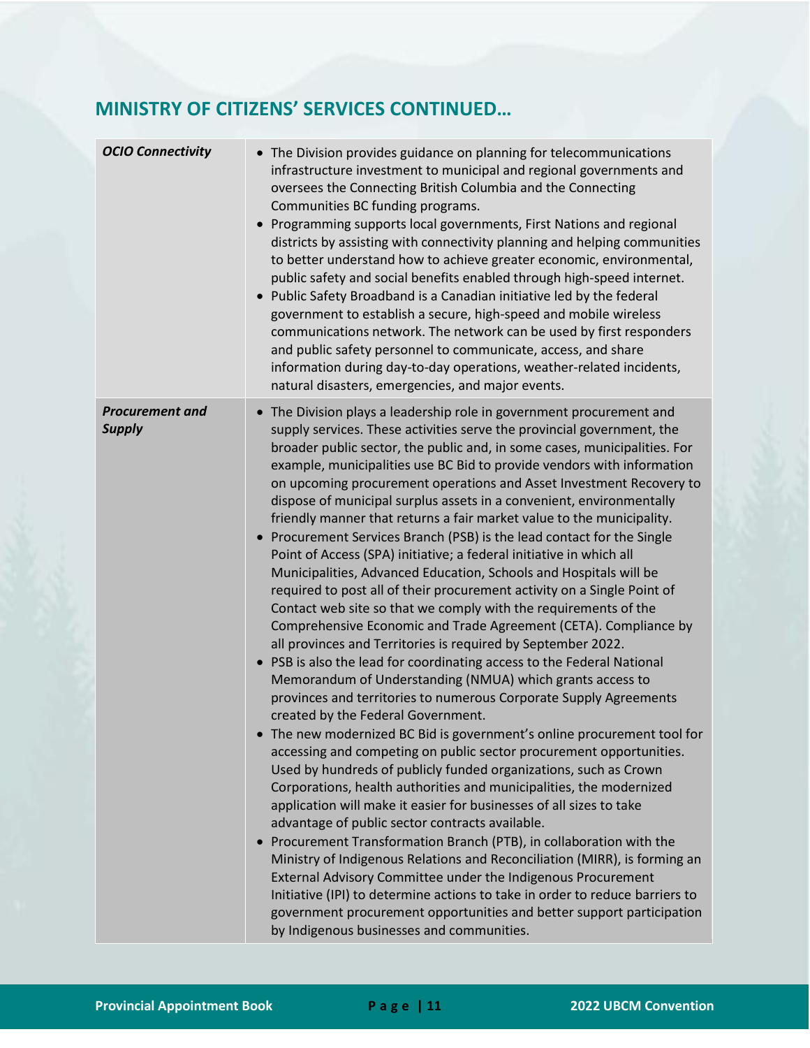## MINISTRY OF CITIZENS' SERVICES CONTINUED…

| | |
|---|---|
| ***OCIO Connectivity*** | • The Division provides guidance on planning for telecommunications infrastructure investment to municipal and regional governments and oversees the Connecting British Columbia and the Connecting Communities BC funding programs.<br>• Programming supports local governments, First Nations and regional districts by assisting with connectivity planning and helping communities to better understand how to achieve greater economic, environmental, public safety and social benefits enabled through high-speed internet.<br>• Public Safety Broadband is a Canadian initiative led by the federal government to establish a secure, high-speed and mobile wireless communications network. The network can be used by first responders and public safety personnel to communicate, access, and share information during day-to-day operations, weather-related incidents, natural disasters, emergencies, and major events. |
| ***Procurement and Supply*** | • The Division plays a leadership role in government procurement and supply services. These activities serve the provincial government, the broader public sector, the public and, in some cases, municipalities. For example, municipalities use BC Bid to provide vendors with information on upcoming procurement operations and Asset Investment Recovery to dispose of municipal surplus assets in a convenient, environmentally friendly manner that returns a fair market value to the municipality.<br>• Procurement Services Branch (PSB) is the lead contact for the Single Point of Access (SPA) initiative; a federal initiative in which all Municipalities, Advanced Education, Schools and Hospitals will be required to post all of their procurement activity on a Single Point of Contact web site so that we comply with the requirements of the Comprehensive Economic and Trade Agreement (CETA). Compliance by all provinces and Territories is required by September 2022.<br>• PSB is also the lead for coordinating access to the Federal National Memorandum of Understanding (NMUA) which grants access to provinces and territories to numerous Corporate Supply Agreements created by the Federal Government.<br>• The new modernized BC Bid is government's online procurement tool for accessing and competing on public sector procurement opportunities. Used by hundreds of publicly funded organizations, such as Crown Corporations, health authorities and municipalities, the modernized application will make it easier for businesses of all sizes to take advantage of public sector contracts available.<br>• Procurement Transformation Branch (PTB), in collaboration with the Ministry of Indigenous Relations and Reconciliation (MIRR), is forming an External Advisory Committee under the Indigenous Procurement Initiative (IPI) to determine actions to take in order to reduce barriers to government procurement opportunities and better support participation by Indigenous businesses and communities. |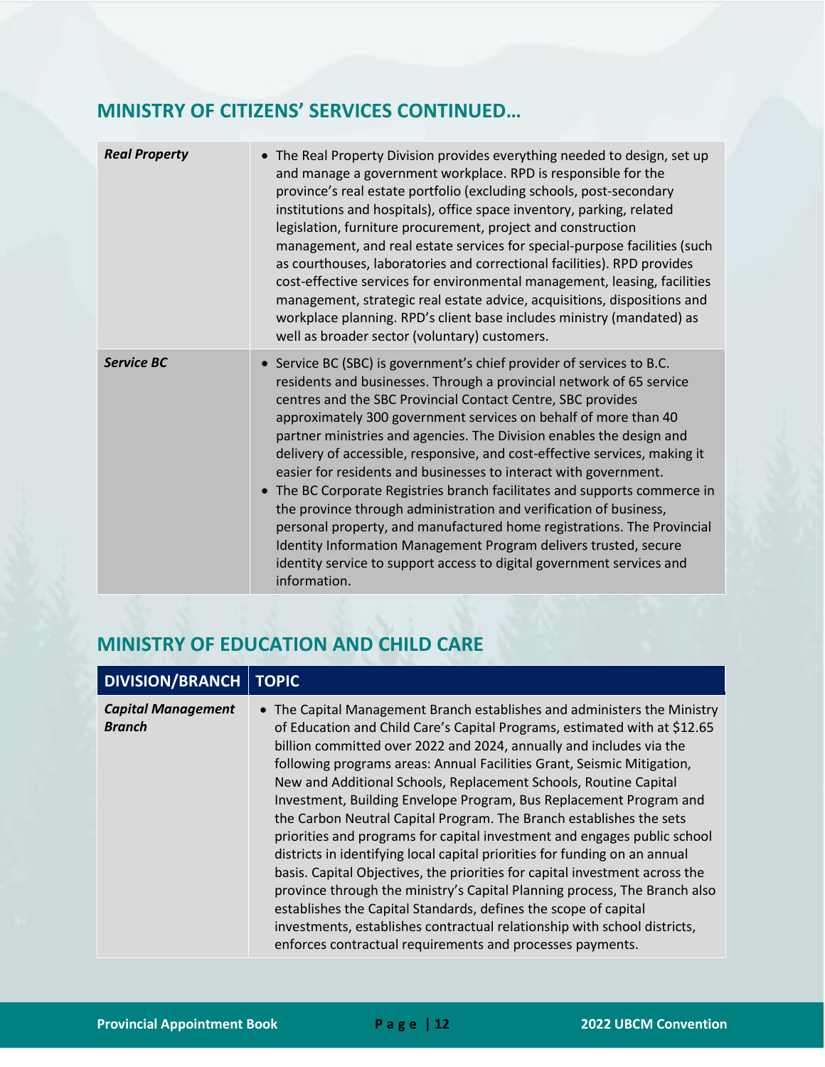## MINISTRY OF CITIZENS' SERVICES CONTINUED…

| | |
|---|---|
| ***Real Property*** | • The Real Property Division provides everything needed to design, set up and manage a government workplace. RPD is responsible for the province's real estate portfolio (excluding schools, post-secondary institutions and hospitals), office space inventory, parking, related legislation, furniture procurement, project and construction management, and real estate services for special-purpose facilities (such as courthouses, laboratories and correctional facilities). RPD provides cost-effective services for environmental management, leasing, facilities management, strategic real estate advice, acquisitions, dispositions and workplace planning. RPD's client base includes ministry (mandated) as well as broader sector (voluntary) customers. |
| ***Service BC*** | • Service BC (SBC) is government's chief provider of services to B.C. residents and businesses. Through a provincial network of 65 service centres and the SBC Provincial Contact Centre, SBC provides approximately 300 government services on behalf of more than 40 partner ministries and agencies. The Division enables the design and delivery of accessible, responsive, and cost-effective services, making it easier for residents and businesses to interact with government.<br>• The BC Corporate Registries branch facilitates and supports commerce in the province through administration and verification of business, personal property, and manufactured home registrations. The Provincial Identity Information Management Program delivers trusted, secure identity service to support access to digital government services and information. |

## MINISTRY OF EDUCATION AND CHILD CARE

| DIVISION/BRANCH | TOPIC |
|---|---|
| ***Capital Management Branch*** | • The Capital Management Branch establishes and administers the Ministry of Education and Child Care's Capital Programs, estimated with at $12.65 billion committed over 2022 and 2024, annually and includes via the following programs areas: Annual Facilities Grant, Seismic Mitigation, New and Additional Schools, Replacement Schools, Routine Capital Investment, Building Envelope Program, Bus Replacement Program and the Carbon Neutral Capital Program. The Branch establishes the sets priorities and programs for capital investment and engages public school districts in identifying local capital priorities for funding on an annual basis. Capital Objectives, the priorities for capital investment across the province through the ministry's Capital Planning process, The Branch also establishes the Capital Standards, defines the scope of capital investments, establishes contractual relationship with school districts, enforces contractual requirements and processes payments. |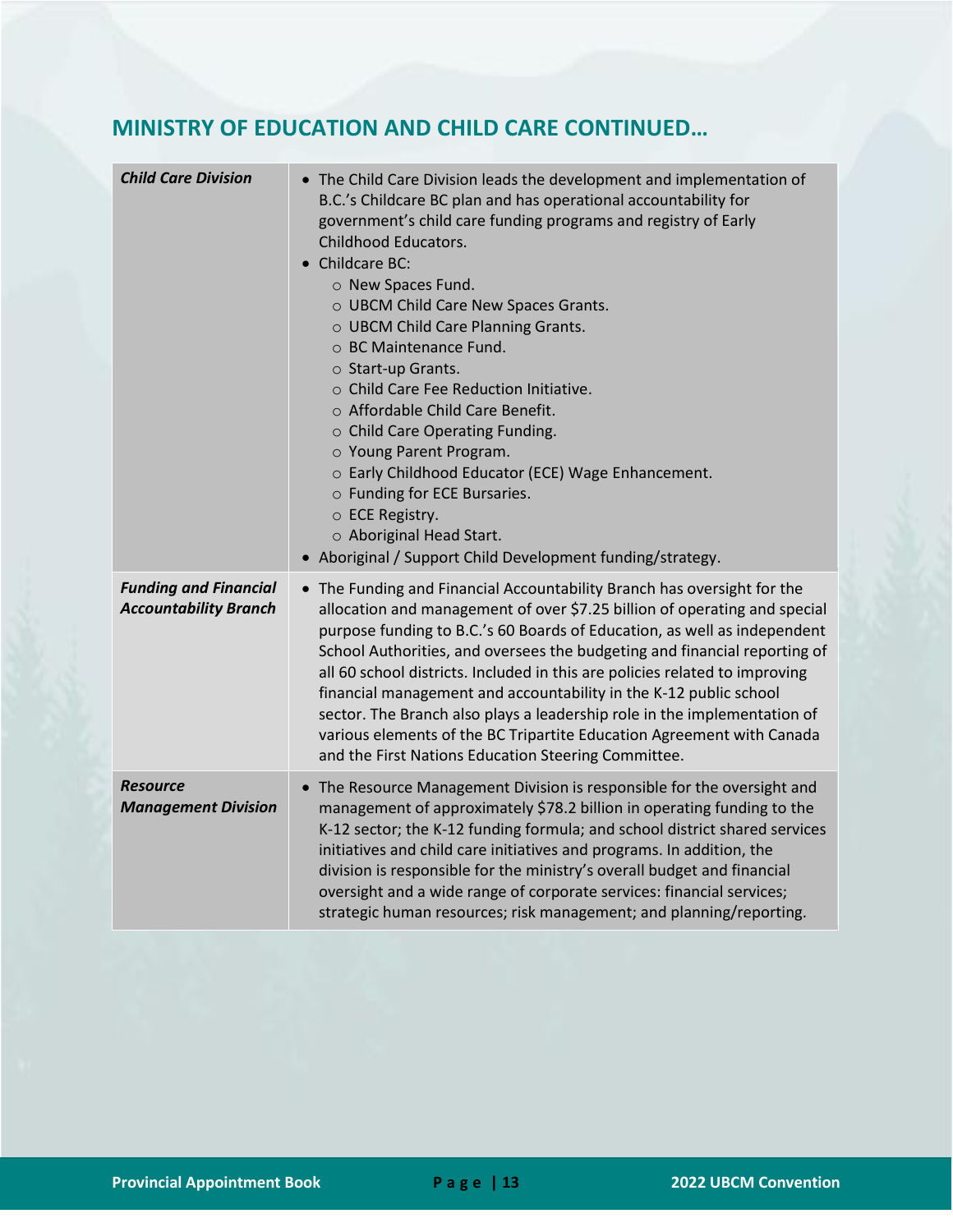## MINISTRY OF EDUCATION AND CHILD CARE CONTINUED…

| | |
|---|---|
| ***Child Care Division*** | • The Child Care Division leads the development and implementation of B.C.'s Childcare BC plan and has operational accountability for government's child care funding programs and registry of Early Childhood Educators.<br>• Childcare BC:<br>&nbsp;&nbsp;○ New Spaces Fund.<br>&nbsp;&nbsp;○ UBCM Child Care New Spaces Grants.<br>&nbsp;&nbsp;○ UBCM Child Care Planning Grants.<br>&nbsp;&nbsp;○ BC Maintenance Fund.<br>&nbsp;&nbsp;○ Start-up Grants.<br>&nbsp;&nbsp;○ Child Care Fee Reduction Initiative.<br>&nbsp;&nbsp;○ Affordable Child Care Benefit.<br>&nbsp;&nbsp;○ Child Care Operating Funding.<br>&nbsp;&nbsp;○ Young Parent Program.<br>&nbsp;&nbsp;○ Early Childhood Educator (ECE) Wage Enhancement.<br>&nbsp;&nbsp;○ Funding for ECE Bursaries.<br>&nbsp;&nbsp;○ ECE Registry.<br>&nbsp;&nbsp;○ Aboriginal Head Start.<br>• Aboriginal / Support Child Development funding/strategy. |
| ***Funding and Financial Accountability Branch*** | • The Funding and Financial Accountability Branch has oversight for the allocation and management of over $7.25 billion of operating and special purpose funding to B.C.'s 60 Boards of Education, as well as independent School Authorities, and oversees the budgeting and financial reporting of all 60 school districts. Included in this are policies related to improving financial management and accountability in the K-12 public school sector. The Branch also plays a leadership role in the implementation of various elements of the BC Tripartite Education Agreement with Canada and the First Nations Education Steering Committee. |
| ***Resource Management Division*** | • The Resource Management Division is responsible for the oversight and management of approximately $78.2 billion in operating funding to the K-12 sector; the K-12 funding formula; and school district shared services initiatives and child care initiatives and programs. In addition, the division is responsible for the ministry's overall budget and financial oversight and a wide range of corporate services: financial services; strategic human resources; risk management; and planning/reporting. |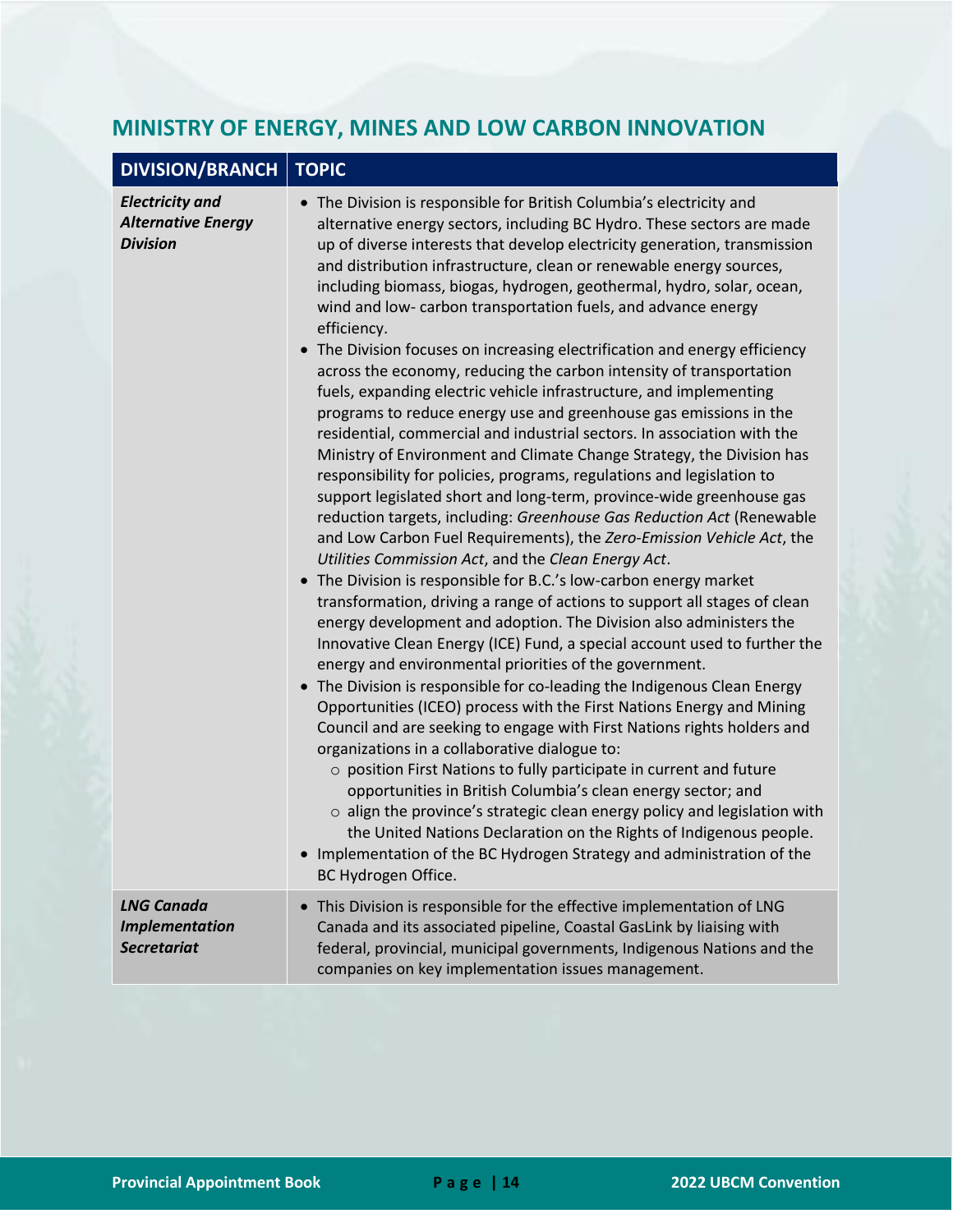## MINISTRY OF ENERGY, MINES AND LOW CARBON INNOVATION

| DIVISION/BRANCH | TOPIC |
|---|---|
| ***Electricity and Alternative Energy Division*** | • The Division is responsible for British Columbia's electricity and alternative energy sectors, including BC Hydro. These sectors are made up of diverse interests that develop electricity generation, transmission and distribution infrastructure, clean or renewable energy sources, including biomass, biogas, hydrogen, geothermal, hydro, solar, ocean, wind and low- carbon transportation fuels, and advance energy efficiency.<br>• The Division focuses on increasing electrification and energy efficiency across the economy, reducing the carbon intensity of transportation fuels, expanding electric vehicle infrastructure, and implementing programs to reduce energy use and greenhouse gas emissions in the residential, commercial and industrial sectors. In association with the Ministry of Environment and Climate Change Strategy, the Division has responsibility for policies, programs, regulations and legislation to support legislated short and long-term, province-wide greenhouse gas reduction targets, including: *Greenhouse Gas Reduction Act* (Renewable and Low Carbon Fuel Requirements), the *Zero-Emission Vehicle Act*, the *Utilities Commission Act*, and the *Clean Energy Act*.<br>• The Division is responsible for B.C.'s low-carbon energy market transformation, driving a range of actions to support all stages of clean energy development and adoption. The Division also administers the Innovative Clean Energy (ICE) Fund, a special account used to further the energy and environmental priorities of the government.<br>• The Division is responsible for co-leading the Indigenous Clean Energy Opportunities (ICEO) process with the First Nations Energy and Mining Council and are seeking to engage with First Nations rights holders and organizations in a collaborative dialogue to:<br>&nbsp;&nbsp;&nbsp;&nbsp;○ position First Nations to fully participate in current and future opportunities in British Columbia's clean energy sector; and<br>&nbsp;&nbsp;&nbsp;&nbsp;○ align the province's strategic clean energy policy and legislation with the United Nations Declaration on the Rights of Indigenous people.<br>• Implementation of the BC Hydrogen Strategy and administration of the BC Hydrogen Office. |
| ***LNG Canada Implementation Secretariat*** | • This Division is responsible for the effective implementation of LNG Canada and its associated pipeline, Coastal GasLink by liaising with federal, provincial, municipal governments, Indigenous Nations and the companies on key implementation issues management. |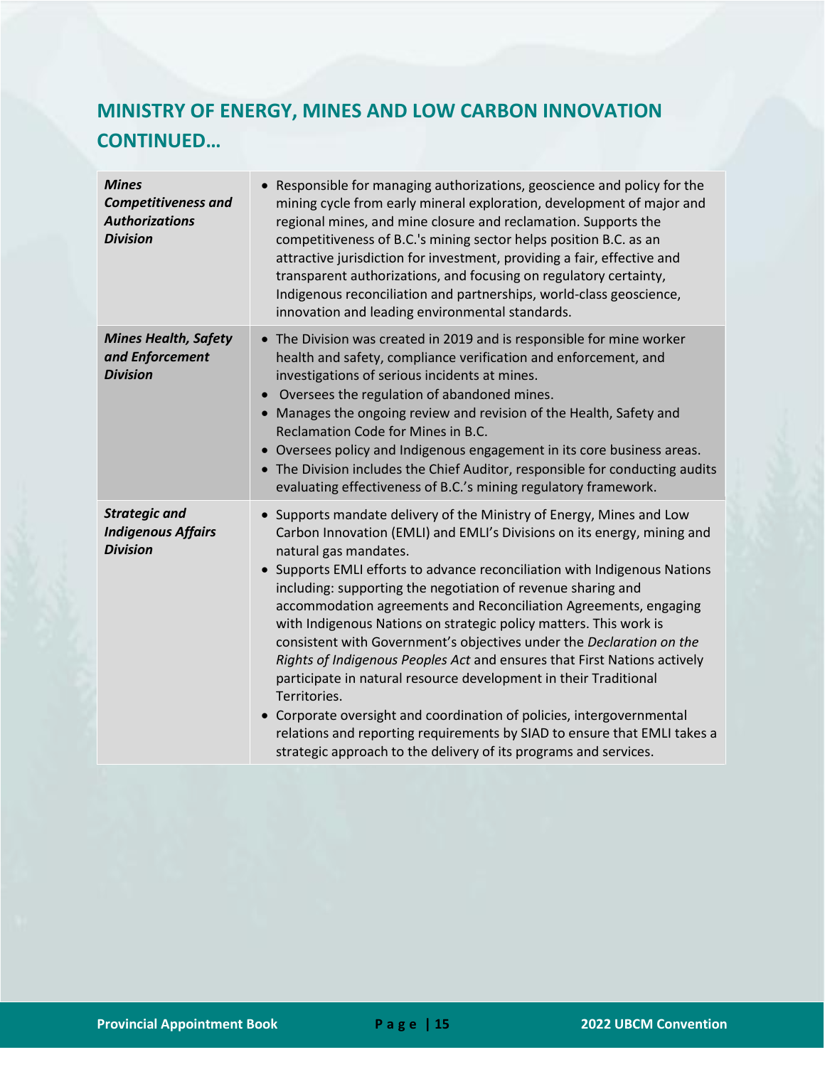## MINISTRY OF ENERGY, MINES AND LOW CARBON INNOVATION CONTINUED…

| | |
|---|---|
| ***Mines Competitiveness and Authorizations Division*** | • Responsible for managing authorizations, geoscience and policy for the mining cycle from early mineral exploration, development of major and regional mines, and mine closure and reclamation. Supports the competitiveness of B.C.'s mining sector helps position B.C. as an attractive jurisdiction for investment, providing a fair, effective and transparent authorizations, and focusing on regulatory certainty, Indigenous reconciliation and partnerships, world-class geoscience, innovation and leading environmental standards. |
| ***Mines Health, Safety and Enforcement Division*** | • The Division was created in 2019 and is responsible for mine worker health and safety, compliance verification and enforcement, and investigations of serious incidents at mines.<br>• Oversees the regulation of abandoned mines.<br>• Manages the ongoing review and revision of the Health, Safety and Reclamation Code for Mines in B.C.<br>• Oversees policy and Indigenous engagement in its core business areas.<br>• The Division includes the Chief Auditor, responsible for conducting audits evaluating effectiveness of B.C.'s mining regulatory framework. |
| ***Strategic and Indigenous Affairs Division*** | • Supports mandate delivery of the Ministry of Energy, Mines and Low Carbon Innovation (EMLI) and EMLI's Divisions on its energy, mining and natural gas mandates.<br>• Supports EMLI efforts to advance reconciliation with Indigenous Nations including: supporting the negotiation of revenue sharing and accommodation agreements and Reconciliation Agreements, engaging with Indigenous Nations on strategic policy matters. This work is consistent with Government's objectives under the *Declaration on the Rights of Indigenous Peoples Act* and ensures that First Nations actively participate in natural resource development in their Traditional Territories.<br>• Corporate oversight and coordination of policies, intergovernmental relations and reporting requirements by SIAD to ensure that EMLI takes a strategic approach to the delivery of its programs and services. |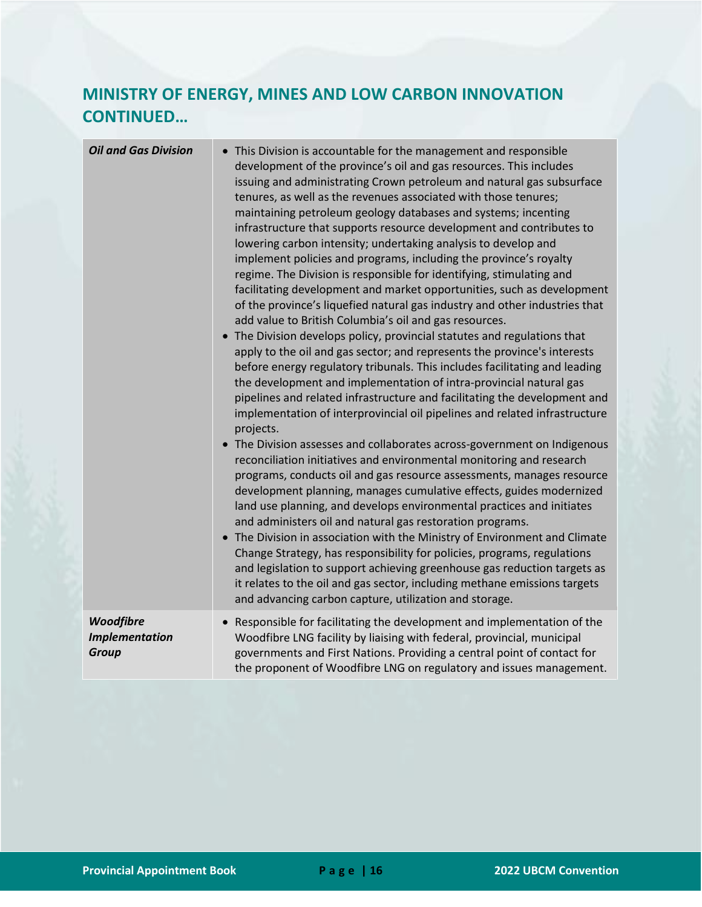## MINISTRY OF ENERGY, MINES AND LOW CARBON INNOVATION CONTINUED…

| | |
|---|---|
| ***Oil and Gas Division*** | • This Division is accountable for the management and responsible development of the province's oil and gas resources. This includes issuing and administrating Crown petroleum and natural gas subsurface tenures, as well as the revenues associated with those tenures; maintaining petroleum geology databases and systems; incenting infrastructure that supports resource development and contributes to lowering carbon intensity; undertaking analysis to develop and implement policies and programs, including the province's royalty regime. The Division is responsible for identifying, stimulating and facilitating development and market opportunities, such as development of the province's liquefied natural gas industry and other industries that add value to British Columbia's oil and gas resources.<br>• The Division develops policy, provincial statutes and regulations that apply to the oil and gas sector; and represents the province's interests before energy regulatory tribunals. This includes facilitating and leading the development and implementation of intra-provincial natural gas pipelines and related infrastructure and facilitating the development and implementation of interprovincial oil pipelines and related infrastructure projects.<br>• The Division assesses and collaborates across-government on Indigenous reconciliation initiatives and environmental monitoring and research programs, conducts oil and gas resource assessments, manages resource development planning, manages cumulative effects, guides modernized land use planning, and develops environmental practices and initiates and administers oil and natural gas restoration programs.<br>• The Division in association with the Ministry of Environment and Climate Change Strategy, has responsibility for policies, programs, regulations and legislation to support achieving greenhouse gas reduction targets as it relates to the oil and gas sector, including methane emissions targets and advancing carbon capture, utilization and storage. |
| ***Woodfibre Implementation Group*** | • Responsible for facilitating the development and implementation of the Woodfibre LNG facility by liaising with federal, provincial, municipal governments and First Nations. Providing a central point of contact for the proponent of Woodfibre LNG on regulatory and issues management. |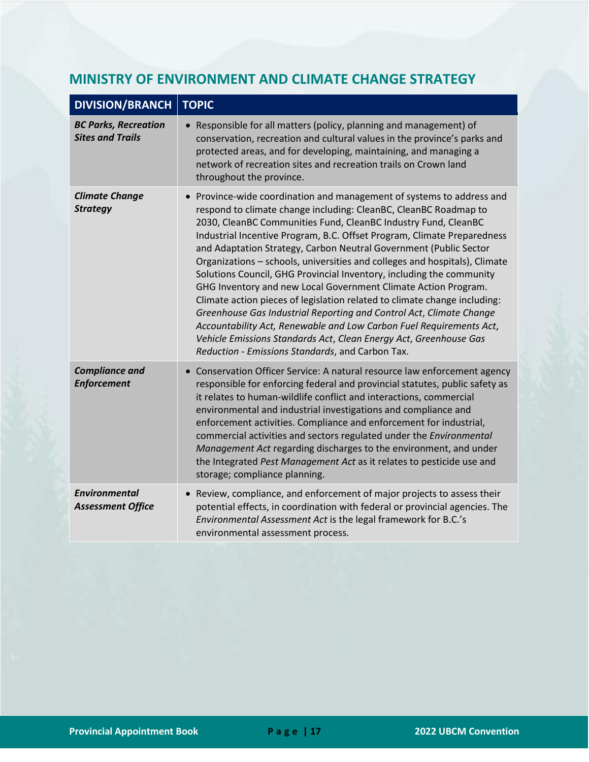## MINISTRY OF ENVIRONMENT AND CLIMATE CHANGE STRATEGY

| DIVISION/BRANCH | TOPIC |
|---|---|
| ***BC Parks, Recreation Sites and Trails*** | • Responsible for all matters (policy, planning and management) of conservation, recreation and cultural values in the province's parks and protected areas, and for developing, maintaining, and managing a network of recreation sites and recreation trails on Crown land throughout the province. |
| ***Climate Change Strategy*** | • Province-wide coordination and management of systems to address and respond to climate change including: CleanBC, CleanBC Roadmap to 2030, CleanBC Communities Fund, CleanBC Industry Fund, CleanBC Industrial Incentive Program, B.C. Offset Program, Climate Preparedness and Adaptation Strategy, Carbon Neutral Government (Public Sector Organizations – schools, universities and colleges and hospitals), Climate Solutions Council, GHG Provincial Inventory, including the community GHG Inventory and new Local Government Climate Action Program. Climate action pieces of legislation related to climate change including: *Greenhouse Gas Industrial Reporting and Control Act*, *Climate Change Accountability Act, Renewable and Low Carbon Fuel Requirements Act*, *Vehicle Emissions Standards Act*, *Clean Energy Act*, *Greenhouse Gas Reduction - Emissions Standards*, and Carbon Tax. |
| ***Compliance and Enforcement*** | • Conservation Officer Service: A natural resource law enforcement agency responsible for enforcing federal and provincial statutes, public safety as it relates to human-wildlife conflict and interactions, commercial environmental and industrial investigations and compliance and enforcement activities. Compliance and enforcement for industrial, commercial activities and sectors regulated under the *Environmental Management Act* regarding discharges to the environment, and under the Integrated *Pest Management Act* as it relates to pesticide use and storage; compliance planning. |
| ***Environmental Assessment Office*** | • Review, compliance, and enforcement of major projects to assess their potential effects, in coordination with federal or provincial agencies. The *Environmental Assessment Act* is the legal framework for B.C.'s environmental assessment process. |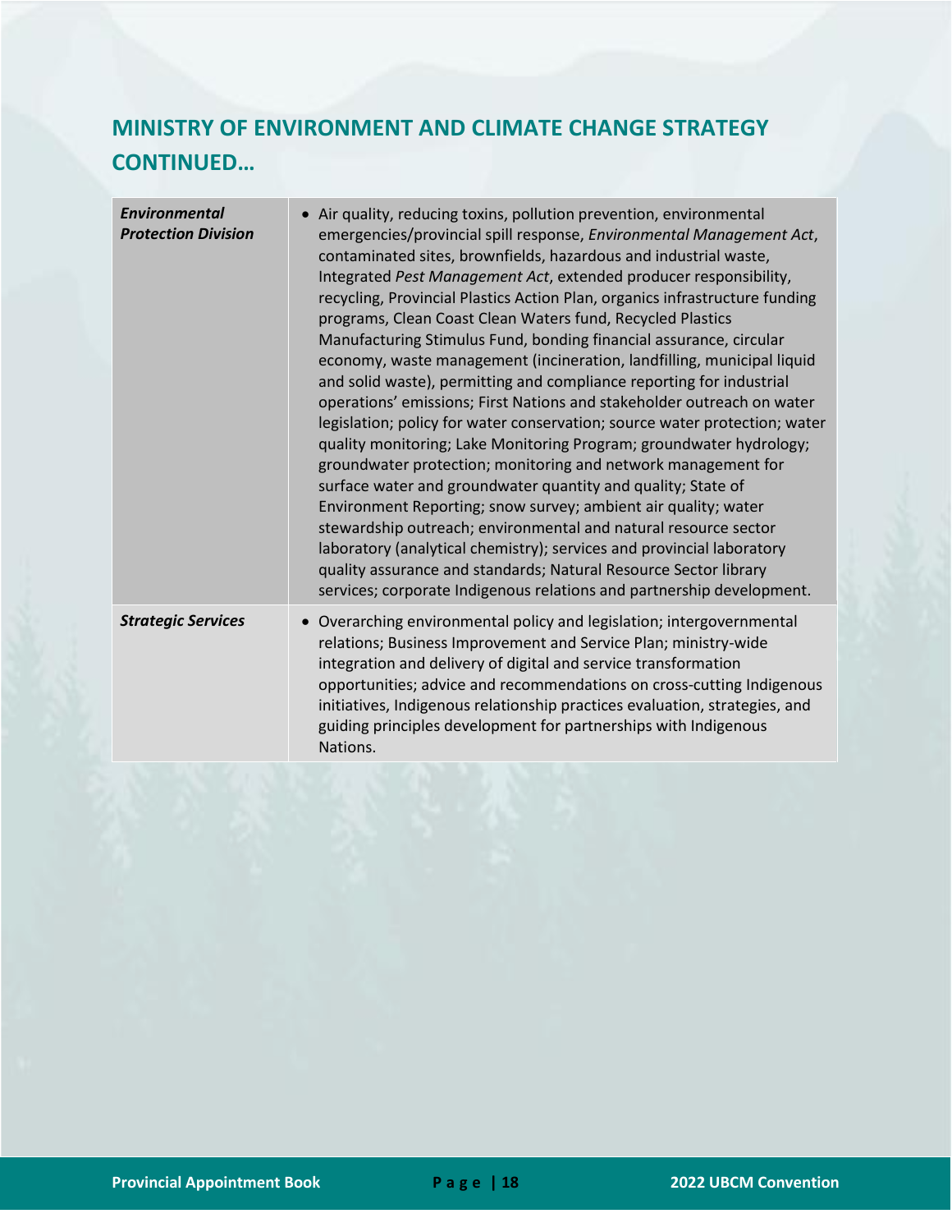## MINISTRY OF ENVIRONMENT AND CLIMATE CHANGE STRATEGY CONTINUED…

| | |
|---|---|
| ***Environmental Protection Division*** | • Air quality, reducing toxins, pollution prevention, environmental emergencies/provincial spill response, *Environmental Management Act*, contaminated sites, brownfields, hazardous and industrial waste, Integrated *Pest Management Act*, extended producer responsibility, recycling, Provincial Plastics Action Plan, organics infrastructure funding programs, Clean Coast Clean Waters fund, Recycled Plastics Manufacturing Stimulus Fund, bonding financial assurance, circular economy, waste management (incineration, landfilling, municipal liquid and solid waste), permitting and compliance reporting for industrial operations' emissions; First Nations and stakeholder outreach on water legislation; policy for water conservation; source water protection; water quality monitoring; Lake Monitoring Program; groundwater hydrology; groundwater protection; monitoring and network management for surface water and groundwater quantity and quality; State of Environment Reporting; snow survey; ambient air quality; water stewardship outreach; environmental and natural resource sector laboratory (analytical chemistry); services and provincial laboratory quality assurance and standards; Natural Resource Sector library services; corporate Indigenous relations and partnership development. |
| ***Strategic Services*** | • Overarching environmental policy and legislation; intergovernmental relations; Business Improvement and Service Plan; ministry-wide integration and delivery of digital and service transformation opportunities; advice and recommendations on cross-cutting Indigenous initiatives, Indigenous relationship practices evaluation, strategies, and guiding principles development for partnerships with Indigenous Nations. |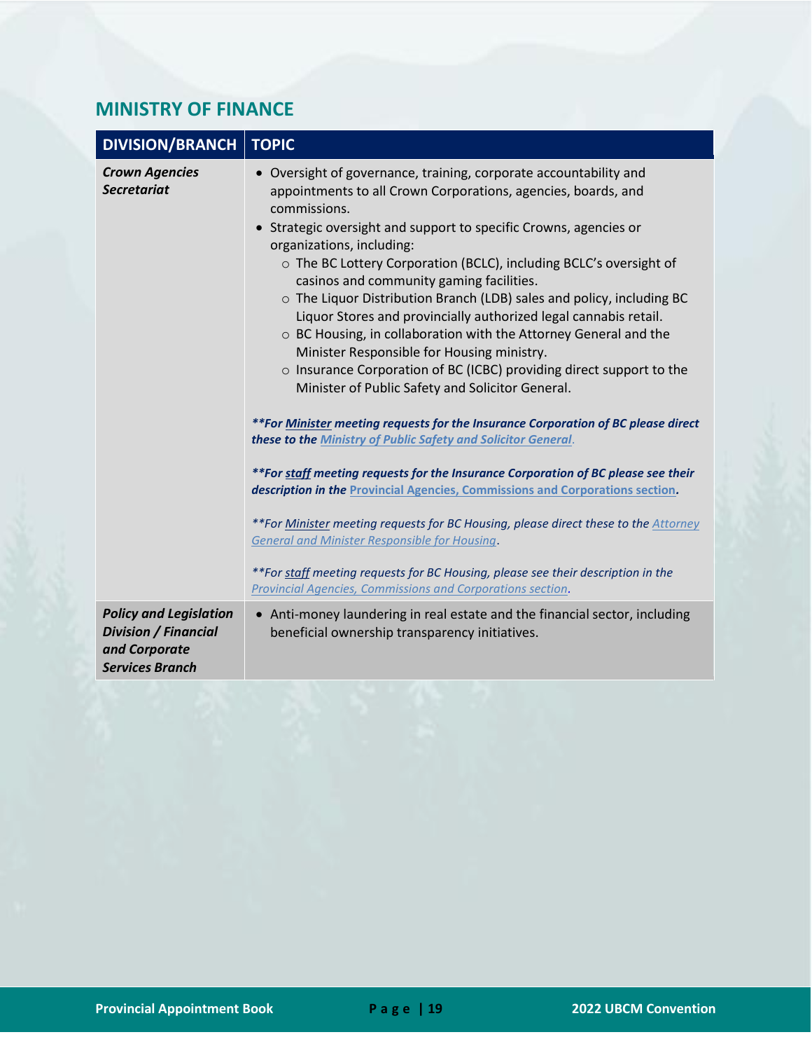## MINISTRY OF FINANCE

| DIVISION/BRANCH | TOPIC |
| --- | --- |
| ***Crown Agencies Secretariat*** | • Oversight of governance, training, corporate accountability and appointments to all Crown Corporations, agencies, boards, and commissions.<br>• Strategic oversight and support to specific Crowns, agencies or organizations, including:<br>  ○ The BC Lottery Corporation (BCLC), including BCLC's oversight of casinos and community gaming facilities.<br>  ○ The Liquor Distribution Branch (LDB) sales and policy, including BC Liquor Stores and provincially authorized legal cannabis retail.<br>  ○ BC Housing, in collaboration with the Attorney General and the Minister Responsible for Housing ministry.<br>  ○ Insurance Corporation of BC (ICBC) providing direct support to the Minister of Public Safety and Solicitor General.<br><br>***\*\*For Minister meeting requests for the Insurance Corporation of BC please direct these to the Ministry of Public Safety and Solicitor General.***<br><br>***\*\*For staff meeting requests for the Insurance Corporation of BC please see their description in the Provincial Agencies, Commissions and Corporations section.***<br><br>*\*\*For Minister meeting requests for BC Housing, please direct these to the Attorney General and Minister Responsible for Housing.*<br><br>*\*\*For staff meeting requests for BC Housing, please see their description in the Provincial Agencies, Commissions and Corporations section.* |
| ***Policy and Legislation Division / Financial and Corporate Services Branch*** | • Anti-money laundering in real estate and the financial sector, including beneficial ownership transparency initiatives. |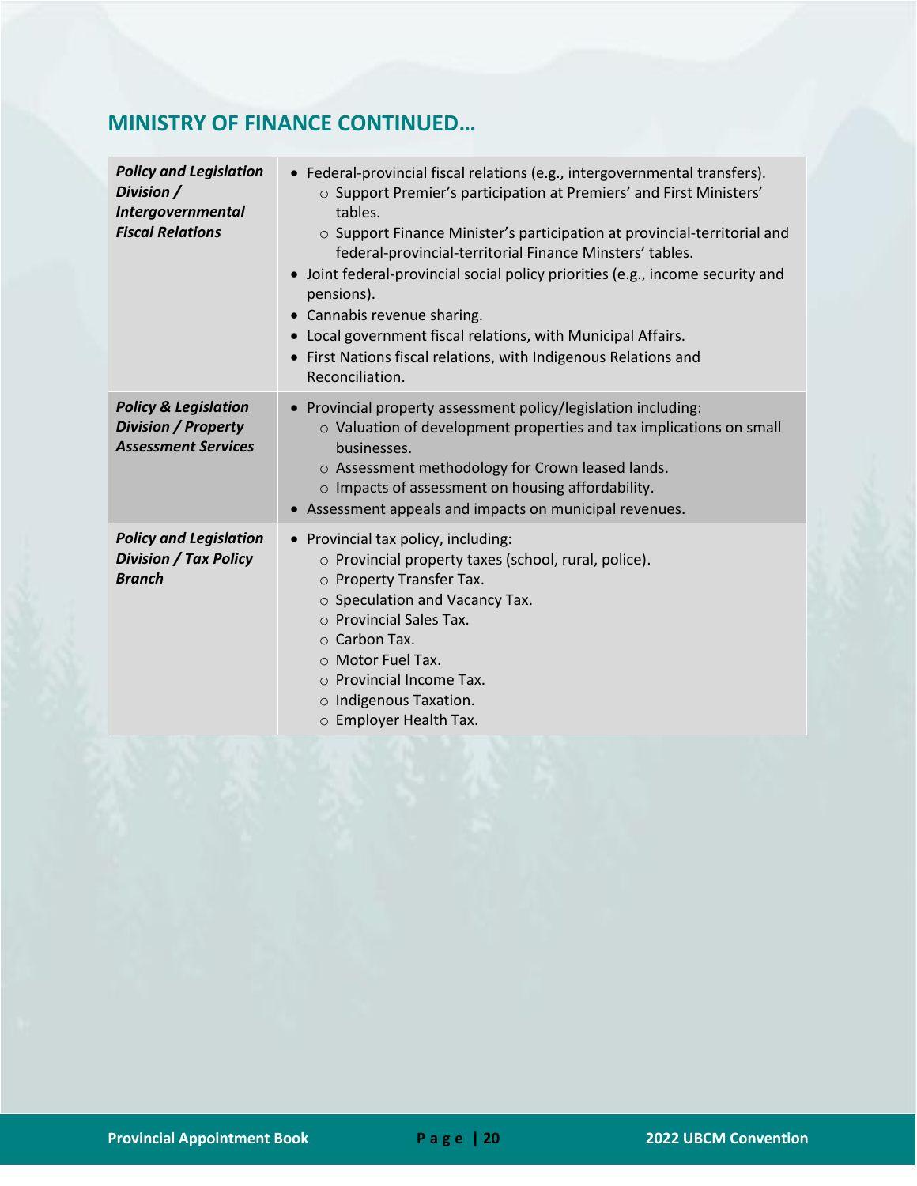## MINISTRY OF FINANCE CONTINUED…

| | |
|---|---|
| ***Policy and Legislation Division / Intergovernmental Fiscal Relations*** | • Federal-provincial fiscal relations (e.g., intergovernmental transfers).<br>  ○ Support Premier's participation at Premiers' and First Ministers' tables.<br>  ○ Support Finance Minister's participation at provincial-territorial and federal-provincial-territorial Finance Minsters' tables.<br>• Joint federal-provincial social policy priorities (e.g., income security and pensions).<br>• Cannabis revenue sharing.<br>• Local government fiscal relations, with Municipal Affairs.<br>• First Nations fiscal relations, with Indigenous Relations and Reconciliation. |
| ***Policy & Legislation Division / Property Assessment Services*** | • Provincial property assessment policy/legislation including:<br>  ○ Valuation of development properties and tax implications on small businesses.<br>  ○ Assessment methodology for Crown leased lands.<br>  ○ Impacts of assessment on housing affordability.<br>• Assessment appeals and impacts on municipal revenues. |
| ***Policy and Legislation Division / Tax Policy Branch*** | • Provincial tax policy, including:<br>  ○ Provincial property taxes (school, rural, police).<br>  ○ Property Transfer Tax.<br>  ○ Speculation and Vacancy Tax.<br>  ○ Provincial Sales Tax.<br>  ○ Carbon Tax.<br>  ○ Motor Fuel Tax.<br>  ○ Provincial Income Tax.<br>  ○ Indigenous Taxation.<br>  ○ Employer Health Tax. |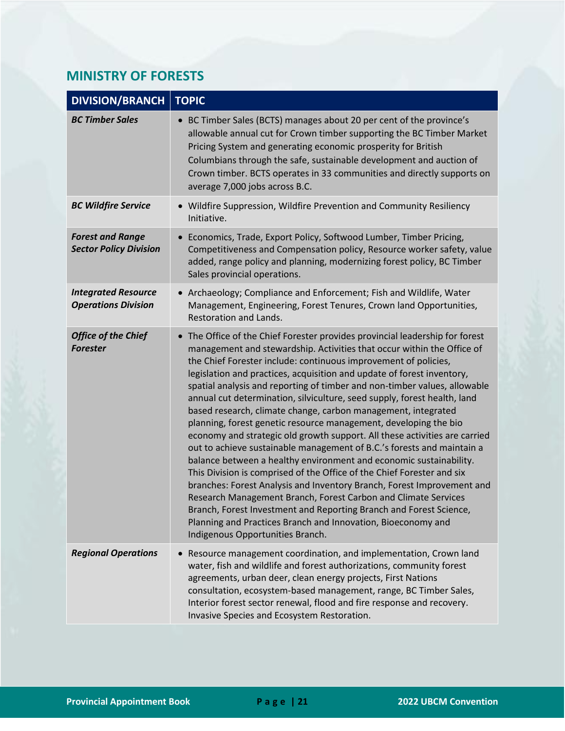## MINISTRY OF FORESTS

| DIVISION/BRANCH | TOPIC |
|---|---|
| ***BC Timber Sales*** | • BC Timber Sales (BCTS) manages about 20 per cent of the province's allowable annual cut for Crown timber supporting the BC Timber Market Pricing System and generating economic prosperity for British Columbians through the safe, sustainable development and auction of Crown timber. BCTS operates in 33 communities and directly supports on average 7,000 jobs across B.C. |
| ***BC Wildfire Service*** | • Wildfire Suppression, Wildfire Prevention and Community Resiliency Initiative. |
| ***Forest and Range Sector Policy Division*** | • Economics, Trade, Export Policy, Softwood Lumber, Timber Pricing, Competitiveness and Compensation policy, Resource worker safety, value added, range policy and planning, modernizing forest policy, BC Timber Sales provincial operations. |
| ***Integrated Resource Operations Division*** | • Archaeology; Compliance and Enforcement; Fish and Wildlife, Water Management, Engineering, Forest Tenures, Crown land Opportunities, Restoration and Lands. |
| ***Office of the Chief Forester*** | • The Office of the Chief Forester provides provincial leadership for forest management and stewardship. Activities that occur within the Office of the Chief Forester include: continuous improvement of policies, legislation and practices, acquisition and update of forest inventory, spatial analysis and reporting of timber and non-timber values, allowable annual cut determination, silviculture, seed supply, forest health, land based research, climate change, carbon management, integrated planning, forest genetic resource management, developing the bio economy and strategic old growth support. All these activities are carried out to achieve sustainable management of B.C.'s forests and maintain a balance between a healthy environment and economic sustainability. This Division is comprised of the Office of the Chief Forester and six branches: Forest Analysis and Inventory Branch, Forest Improvement and Research Management Branch, Forest Carbon and Climate Services Branch, Forest Investment and Reporting Branch and Forest Science, Planning and Practices Branch and Innovation, Bioeconomy and Indigenous Opportunities Branch. |
| ***Regional Operations*** | • Resource management coordination, and implementation, Crown land water, fish and wildlife and forest authorizations, community forest agreements, urban deer, clean energy projects, First Nations consultation, ecosystem-based management, range, BC Timber Sales, Interior forest sector renewal, flood and fire response and recovery. Invasive Species and Ecosystem Restoration. |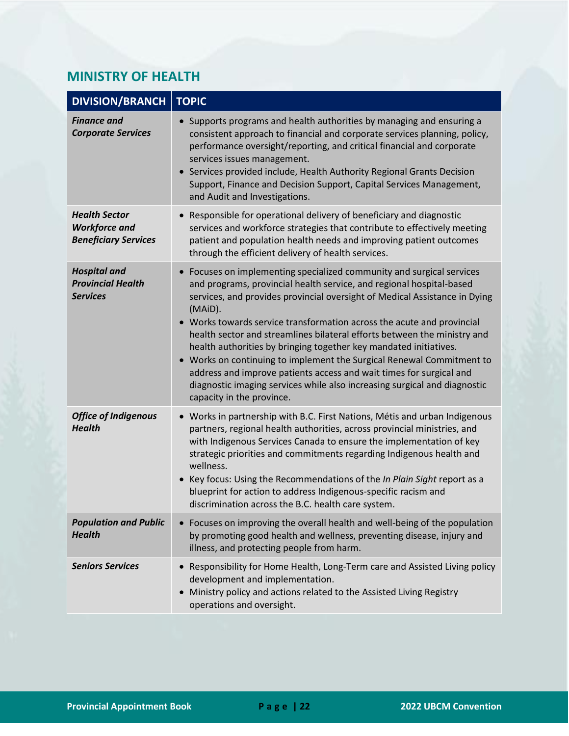## MINISTRY OF HEALTH

| DIVISION/BRANCH | TOPIC |
|---|---|
| ***Finance and Corporate Services*** | • Supports programs and health authorities by managing and ensuring a consistent approach to financial and corporate services planning, policy, performance oversight/reporting, and critical financial and corporate services issues management.<br>• Services provided include, Health Authority Regional Grants Decision Support, Finance and Decision Support, Capital Services Management, and Audit and Investigations. |
| ***Health Sector Workforce and Beneficiary Services*** | • Responsible for operational delivery of beneficiary and diagnostic services and workforce strategies that contribute to effectively meeting patient and population health needs and improving patient outcomes through the efficient delivery of health services. |
| ***Hospital and Provincial Health Services*** | • Focuses on implementing specialized community and surgical services and programs, provincial health service, and regional hospital-based services, and provides provincial oversight of Medical Assistance in Dying (MAiD).<br>• Works towards service transformation across the acute and provincial health sector and streamlines bilateral efforts between the ministry and health authorities by bringing together key mandated initiatives.<br>• Works on continuing to implement the Surgical Renewal Commitment to address and improve patients access and wait times for surgical and diagnostic imaging services while also increasing surgical and diagnostic capacity in the province. |
| ***Office of Indigenous Health*** | • Works in partnership with B.C. First Nations, Métis and urban Indigenous partners, regional health authorities, across provincial ministries, and with Indigenous Services Canada to ensure the implementation of key strategic priorities and commitments regarding Indigenous health and wellness.<br>• Key focus: Using the Recommendations of the *In Plain Sight* report as a blueprint for action to address Indigenous-specific racism and discrimination across the B.C. health care system. |
| ***Population and Public Health*** | • Focuses on improving the overall health and well-being of the population by promoting good health and wellness, preventing disease, injury and illness, and protecting people from harm. |
| ***Seniors Services*** | • Responsibility for Home Health, Long-Term care and Assisted Living policy development and implementation.<br>• Ministry policy and actions related to the Assisted Living Registry operations and oversight. |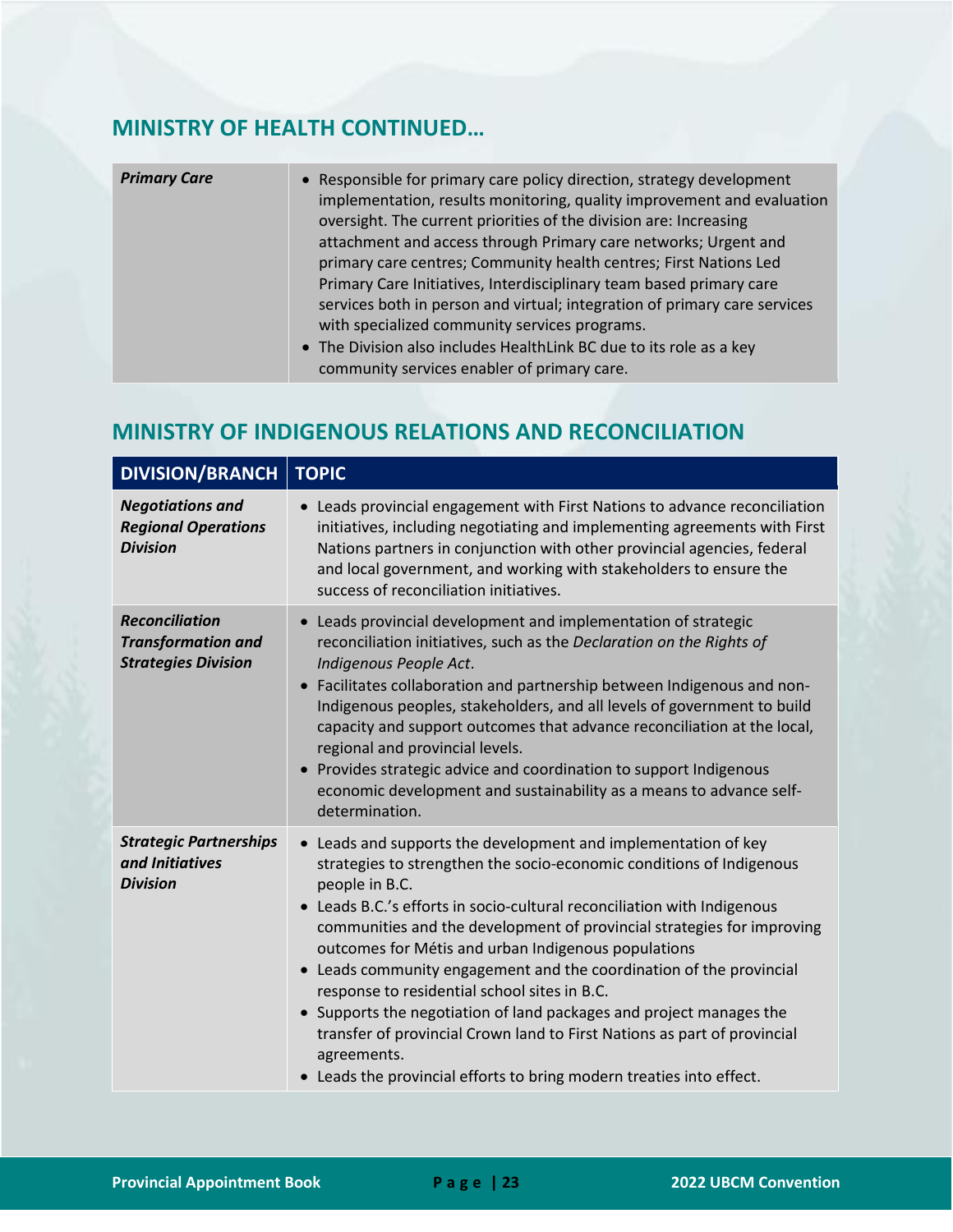## MINISTRY OF HEALTH CONTINUED…

| | |
|---|---|
| ***Primary Care*** | • Responsible for primary care policy direction, strategy development implementation, results monitoring, quality improvement and evaluation oversight. The current priorities of the division are: Increasing attachment and access through Primary care networks; Urgent and primary care centres; Community health centres; First Nations Led Primary Care Initiatives, Interdisciplinary team based primary care services both in person and virtual; integration of primary care services with specialized community services programs.<br>• The Division also includes HealthLink BC due to its role as a key community services enabler of primary care. |

## MINISTRY OF INDIGENOUS RELATIONS AND RECONCILIATION

| DIVISION/BRANCH | TOPIC |
|---|---|
| ***Negotiations and Regional Operations Division*** | • Leads provincial engagement with First Nations to advance reconciliation initiatives, including negotiating and implementing agreements with First Nations partners in conjunction with other provincial agencies, federal and local government, and working with stakeholders to ensure the success of reconciliation initiatives. |
| ***Reconciliation Transformation and Strategies Division*** | • Leads provincial development and implementation of strategic reconciliation initiatives, such as the *Declaration on the Rights of Indigenous People Act*.<br>• Facilitates collaboration and partnership between Indigenous and non-Indigenous peoples, stakeholders, and all levels of government to build capacity and support outcomes that advance reconciliation at the local, regional and provincial levels.<br>• Provides strategic advice and coordination to support Indigenous economic development and sustainability as a means to advance self-determination. |
| ***Strategic Partnerships and Initiatives Division*** | • Leads and supports the development and implementation of key strategies to strengthen the socio-economic conditions of Indigenous people in B.C.<br>• Leads B.C.'s efforts in socio-cultural reconciliation with Indigenous communities and the development of provincial strategies for improving outcomes for Métis and urban Indigenous populations<br>• Leads community engagement and the coordination of the provincial response to residential school sites in B.C.<br>• Supports the negotiation of land packages and project manages the transfer of provincial Crown land to First Nations as part of provincial agreements.<br>• Leads the provincial efforts to bring modern treaties into effect. |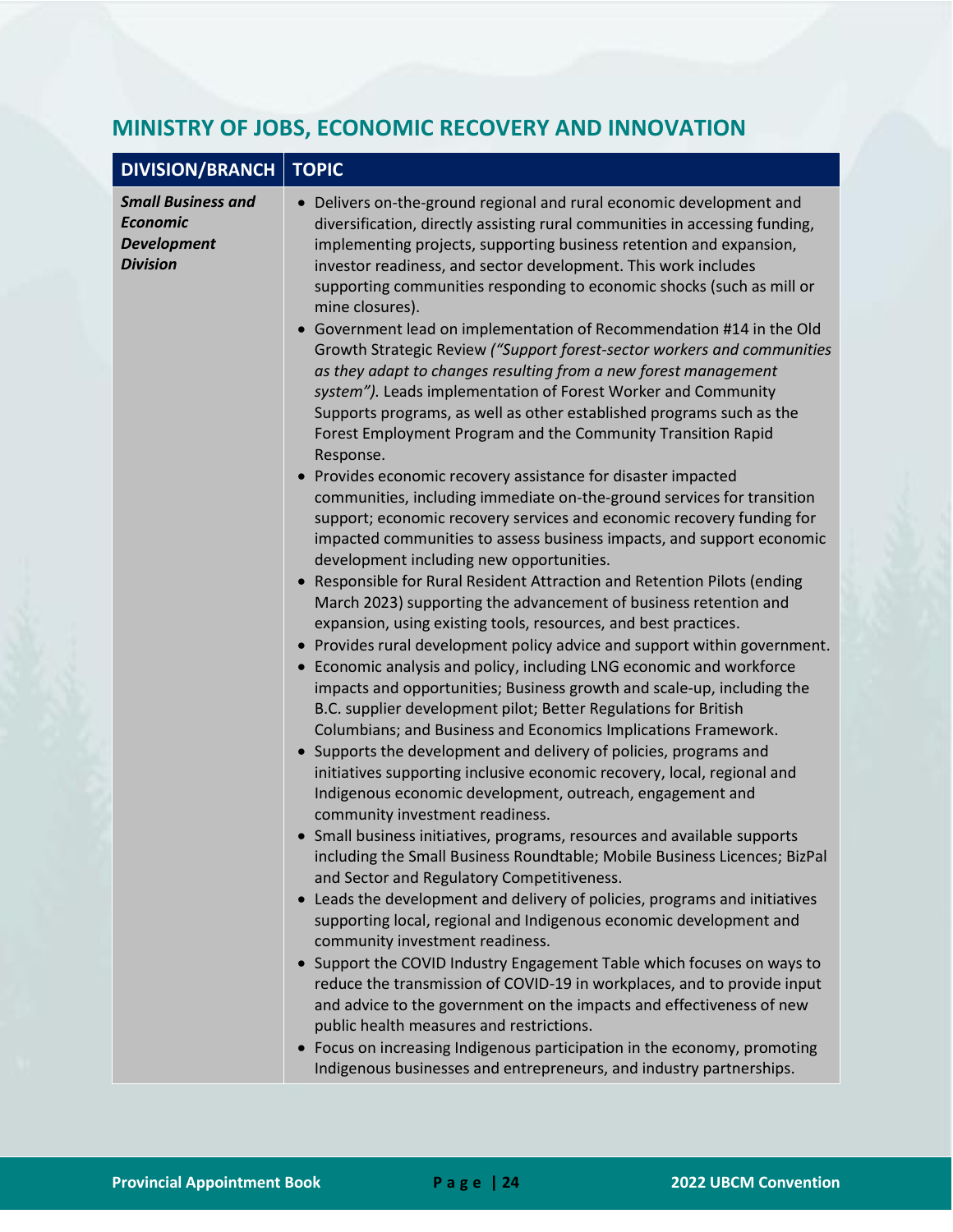## MINISTRY OF JOBS, ECONOMIC RECOVERY AND INNOVATION

| DIVISION/BRANCH | TOPIC |
|---|---|
| ***Small Business and Economic Development Division*** | • Delivers on-the-ground regional and rural economic development and diversification, directly assisting rural communities in accessing funding, implementing projects, supporting business retention and expansion, investor readiness, and sector development. This work includes supporting communities responding to economic shocks (such as mill or mine closures).<br>• Government lead on implementation of Recommendation #14 in the Old Growth Strategic Review *("Support forest-sector workers and communities as they adapt to changes resulting from a new forest management system").* Leads implementation of Forest Worker and Community Supports programs, as well as other established programs such as the Forest Employment Program and the Community Transition Rapid Response.<br>• Provides economic recovery assistance for disaster impacted communities, including immediate on-the-ground services for transition support; economic recovery services and economic recovery funding for impacted communities to assess business impacts, and support economic development including new opportunities.<br>• Responsible for Rural Resident Attraction and Retention Pilots (ending March 2023) supporting the advancement of business retention and expansion, using existing tools, resources, and best practices.<br>• Provides rural development policy advice and support within government.<br>• Economic analysis and policy, including LNG economic and workforce impacts and opportunities; Business growth and scale-up, including the B.C. supplier development pilot; Better Regulations for British Columbians; and Business and Economics Implications Framework.<br>• Supports the development and delivery of policies, programs and initiatives supporting inclusive economic recovery, local, regional and Indigenous economic development, outreach, engagement and community investment readiness.<br>• Small business initiatives, programs, resources and available supports including the Small Business Roundtable; Mobile Business Licences; BizPal and Sector and Regulatory Competitiveness.<br>• Leads the development and delivery of policies, programs and initiatives supporting local, regional and Indigenous economic development and community investment readiness.<br>• Support the COVID Industry Engagement Table which focuses on ways to reduce the transmission of COVID-19 in workplaces, and to provide input and advice to the government on the impacts and effectiveness of new public health measures and restrictions.<br>• Focus on increasing Indigenous participation in the economy, promoting Indigenous businesses and entrepreneurs, and industry partnerships. |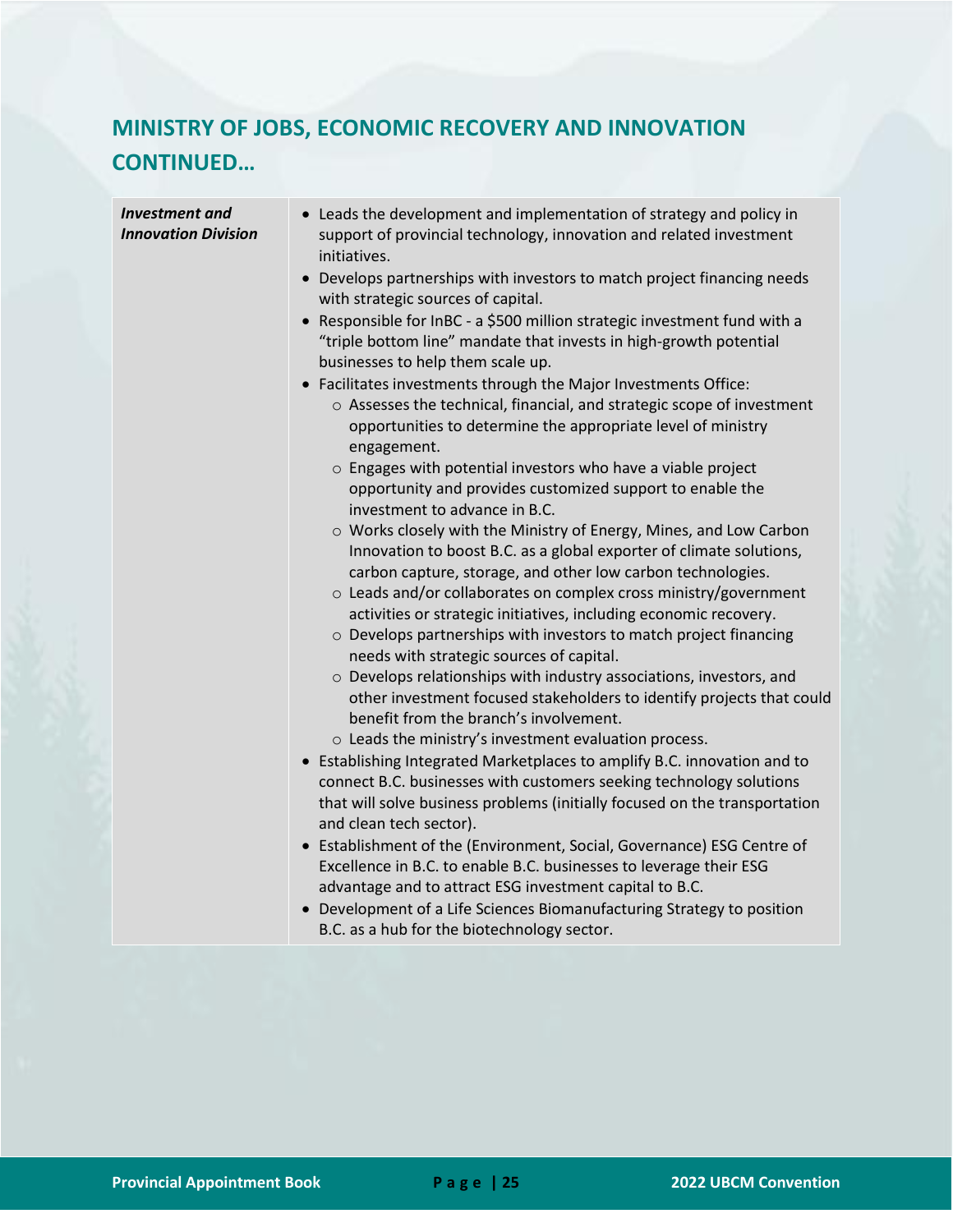## MINISTRY OF JOBS, ECONOMIC RECOVERY AND INNOVATION CONTINUED…

| | |
|---|---|
| ***Investment and Innovation Division*** | • Leads the development and implementation of strategy and policy in support of provincial technology, innovation and related investment initiatives.<br>• Develops partnerships with investors to match project financing needs with strategic sources of capital.<br>• Responsible for InBC - a $500 million strategic investment fund with a "triple bottom line" mandate that invests in high-growth potential businesses to help them scale up.<br>• Facilitates investments through the Major Investments Office:<br>  ○ Assesses the technical, financial, and strategic scope of investment opportunities to determine the appropriate level of ministry engagement.<br>  ○ Engages with potential investors who have a viable project opportunity and provides customized support to enable the investment to advance in B.C.<br>  ○ Works closely with the Ministry of Energy, Mines, and Low Carbon Innovation to boost B.C. as a global exporter of climate solutions, carbon capture, storage, and other low carbon technologies.<br>  ○ Leads and/or collaborates on complex cross ministry/government activities or strategic initiatives, including economic recovery.<br>  ○ Develops partnerships with investors to match project financing needs with strategic sources of capital.<br>  ○ Develops relationships with industry associations, investors, and other investment focused stakeholders to identify projects that could benefit from the branch's involvement.<br>  ○ Leads the ministry's investment evaluation process.<br>• Establishing Integrated Marketplaces to amplify B.C. innovation and to connect B.C. businesses with customers seeking technology solutions that will solve business problems (initially focused on the transportation and clean tech sector).<br>• Establishment of the (Environment, Social, Governance) ESG Centre of Excellence in B.C. to enable B.C. businesses to leverage their ESG advantage and to attract ESG investment capital to B.C.<br>• Development of a Life Sciences Biomanufacturing Strategy to position B.C. as a hub for the biotechnology sector. |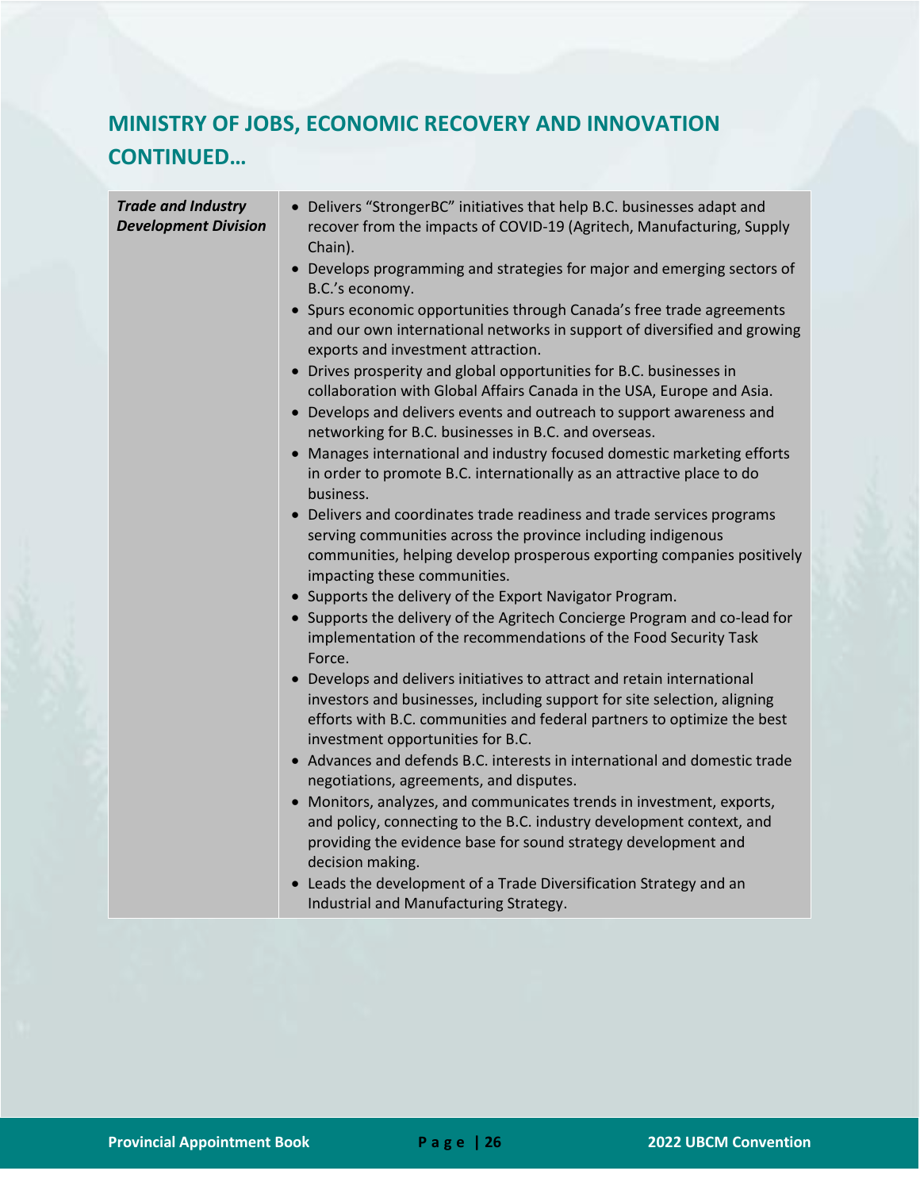## MINISTRY OF JOBS, ECONOMIC RECOVERY AND INNOVATION CONTINUED…

| | |
|---|---|
| ***Trade and Industry Development Division*** | • Delivers "StrongerBC" initiatives that help B.C. businesses adapt and recover from the impacts of COVID-19 (Agritech, Manufacturing, Supply Chain).<br>• Develops programming and strategies for major and emerging sectors of B.C.'s economy.<br>• Spurs economic opportunities through Canada's free trade agreements and our own international networks in support of diversified and growing exports and investment attraction.<br>• Drives prosperity and global opportunities for B.C. businesses in collaboration with Global Affairs Canada in the USA, Europe and Asia.<br>• Develops and delivers events and outreach to support awareness and networking for B.C. businesses in B.C. and overseas.<br>• Manages international and industry focused domestic marketing efforts in order to promote B.C. internationally as an attractive place to do business.<br>• Delivers and coordinates trade readiness and trade services programs serving communities across the province including indigenous communities, helping develop prosperous exporting companies positively impacting these communities.<br>• Supports the delivery of the Export Navigator Program.<br>• Supports the delivery of the Agritech Concierge Program and co-lead for implementation of the recommendations of the Food Security Task Force.<br>• Develops and delivers initiatives to attract and retain international investors and businesses, including support for site selection, aligning efforts with B.C. communities and federal partners to optimize the best investment opportunities for B.C.<br>• Advances and defends B.C. interests in international and domestic trade negotiations, agreements, and disputes.<br>• Monitors, analyzes, and communicates trends in investment, exports, and policy, connecting to the B.C. industry development context, and providing the evidence base for sound strategy development and decision making.<br>• Leads the development of a Trade Diversification Strategy and an Industrial and Manufacturing Strategy. |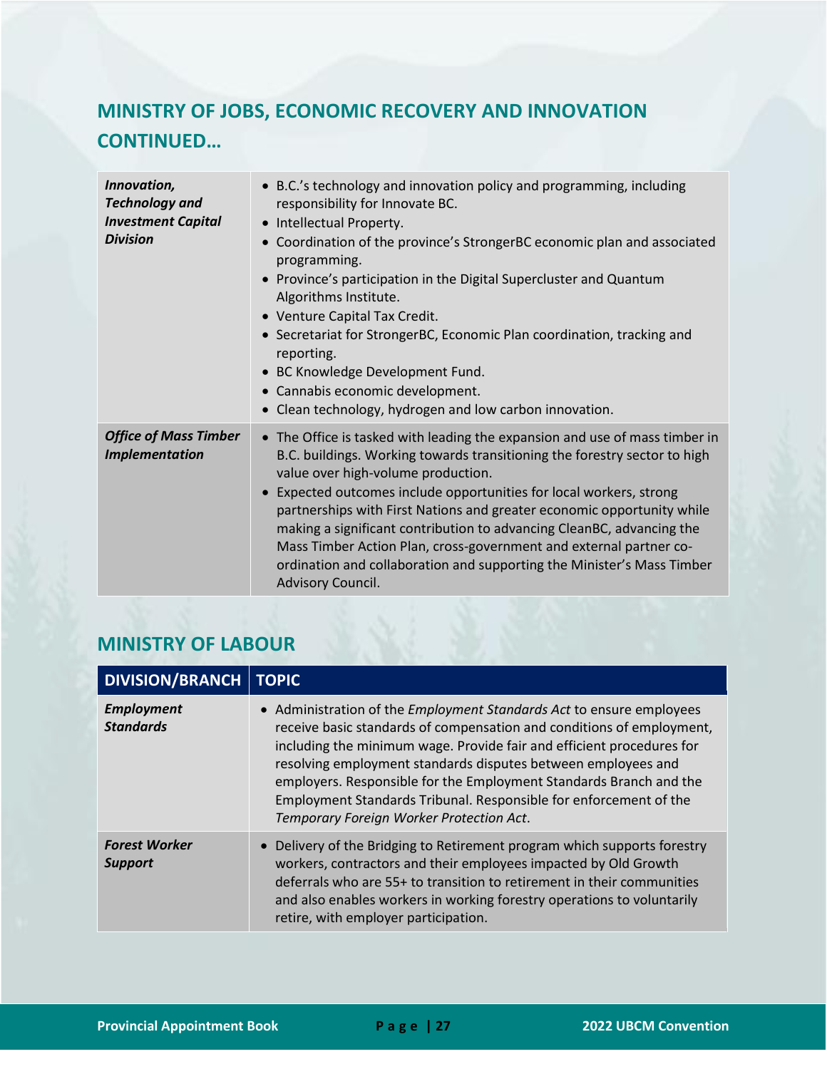## MINISTRY OF JOBS, ECONOMIC RECOVERY AND INNOVATION CONTINUED…

| | |
|---|---|
| ***Innovation, Technology and Investment Capital Division*** | • B.C.'s technology and innovation policy and programming, including responsibility for Innovate BC.<br>• Intellectual Property.<br>• Coordination of the province's StrongerBC economic plan and associated programming.<br>• Province's participation in the Digital Supercluster and Quantum Algorithms Institute.<br>• Venture Capital Tax Credit.<br>• Secretariat for StrongerBC, Economic Plan coordination, tracking and reporting.<br>• BC Knowledge Development Fund.<br>• Cannabis economic development.<br>• Clean technology, hydrogen and low carbon innovation. |
| ***Office of Mass Timber Implementation*** | • The Office is tasked with leading the expansion and use of mass timber in B.C. buildings. Working towards transitioning the forestry sector to high value over high-volume production.<br>• Expected outcomes include opportunities for local workers, strong partnerships with First Nations and greater economic opportunity while making a significant contribution to advancing CleanBC, advancing the Mass Timber Action Plan, cross-government and external partner co-ordination and collaboration and supporting the Minister's Mass Timber Advisory Council. |

## MINISTRY OF LABOUR

| DIVISION/BRANCH | TOPIC |
|---|---|
| ***Employment Standards*** | • Administration of the *Employment Standards Act* to ensure employees receive basic standards of compensation and conditions of employment, including the minimum wage. Provide fair and efficient procedures for resolving employment standards disputes between employees and employers. Responsible for the Employment Standards Branch and the Employment Standards Tribunal. Responsible for enforcement of the *Temporary Foreign Worker Protection Act*. |
| ***Forest Worker Support*** | • Delivery of the Bridging to Retirement program which supports forestry workers, contractors and their employees impacted by Old Growth deferrals who are 55+ to transition to retirement in their communities and also enables workers in working forestry operations to voluntarily retire, with employer participation. |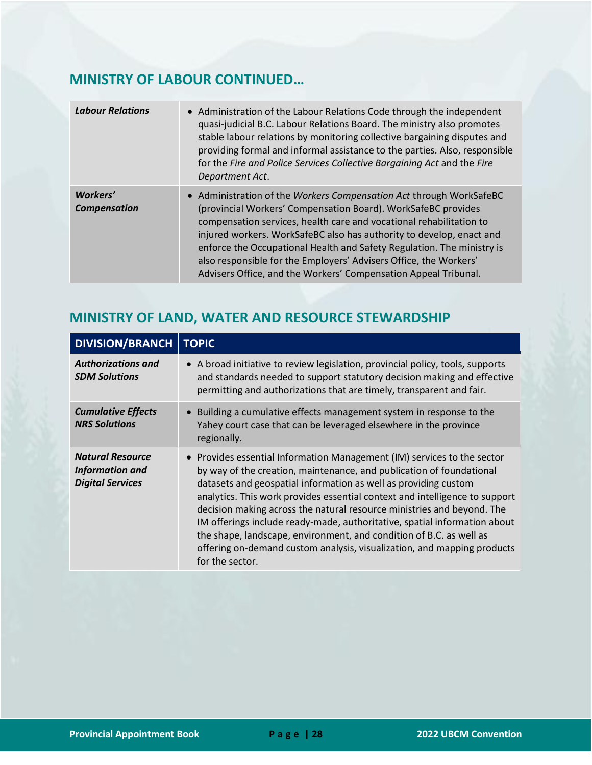## MINISTRY OF LABOUR CONTINUED…

| | |
|---|---|
| ***Labour Relations*** | • Administration of the Labour Relations Code through the independent quasi-judicial B.C. Labour Relations Board. The ministry also promotes stable labour relations by monitoring collective bargaining disputes and providing formal and informal assistance to the parties. Also, responsible for the *Fire and Police Services Collective Bargaining Act* and the *Fire Department Act*. |
| ***Workers' Compensation*** | • Administration of the *Workers Compensation Act* through WorkSafeBC (provincial Workers' Compensation Board). WorkSafeBC provides compensation services, health care and vocational rehabilitation to injured workers. WorkSafeBC also has authority to develop, enact and enforce the Occupational Health and Safety Regulation. The ministry is also responsible for the Employers' Advisers Office, the Workers' Advisers Office, and the Workers' Compensation Appeal Tribunal. |

## MINISTRY OF LAND, WATER AND RESOURCE STEWARDSHIP

| DIVISION/BRANCH | TOPIC |
|---|---|
| ***Authorizations and SDM Solutions*** | • A broad initiative to review legislation, provincial policy, tools, supports and standards needed to support statutory decision making and effective permitting and authorizations that are timely, transparent and fair. |
| ***Cumulative Effects NRS Solutions*** | • Building a cumulative effects management system in response to the Yahey court case that can be leveraged elsewhere in the province regionally. |
| ***Natural Resource Information and Digital Services*** | • Provides essential Information Management (IM) services to the sector by way of the creation, maintenance, and publication of foundational datasets and geospatial information as well as providing custom analytics. This work provides essential context and intelligence to support decision making across the natural resource ministries and beyond. The IM offerings include ready-made, authoritative, spatial information about the shape, landscape, environment, and condition of B.C. as well as offering on-demand custom analysis, visualization, and mapping products for the sector. |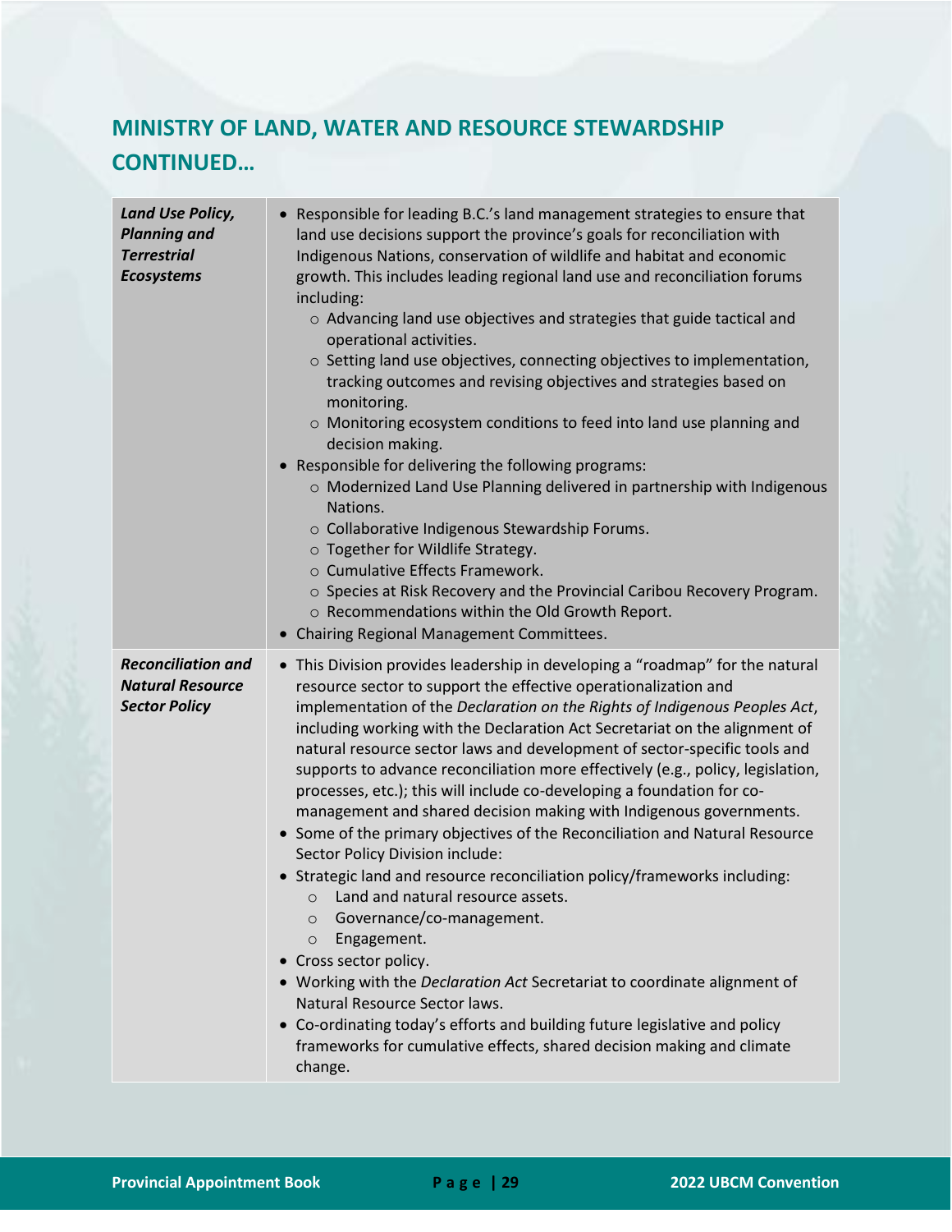## MINISTRY OF LAND, WATER AND RESOURCE STEWARDSHIP CONTINUED…

| | |
|---|---|
| ***Land Use Policy, Planning and Terrestrial Ecosystems*** | • Responsible for leading B.C.'s land management strategies to ensure that land use decisions support the province's goals for reconciliation with Indigenous Nations, conservation of wildlife and habitat and economic growth. This includes leading regional land use and reconciliation forums including:<br>  ○ Advancing land use objectives and strategies that guide tactical and operational activities.<br>  ○ Setting land use objectives, connecting objectives to implementation, tracking outcomes and revising objectives and strategies based on monitoring.<br>  ○ Monitoring ecosystem conditions to feed into land use planning and decision making.<br>• Responsible for delivering the following programs:<br>  ○ Modernized Land Use Planning delivered in partnership with Indigenous Nations.<br>  ○ Collaborative Indigenous Stewardship Forums.<br>  ○ Together for Wildlife Strategy.<br>  ○ Cumulative Effects Framework.<br>  ○ Species at Risk Recovery and the Provincial Caribou Recovery Program.<br>  ○ Recommendations within the Old Growth Report.<br>• Chairing Regional Management Committees. |
| ***Reconciliation and Natural Resource Sector Policy*** | • This Division provides leadership in developing a "roadmap" for the natural resource sector to support the effective operationalization and implementation of the *Declaration on the Rights of Indigenous Peoples Act*, including working with the Declaration Act Secretariat on the alignment of natural resource sector laws and development of sector-specific tools and supports to advance reconciliation more effectively (e.g., policy, legislation, processes, etc.); this will include co-developing a foundation for co-management and shared decision making with Indigenous governments.<br>• Some of the primary objectives of the Reconciliation and Natural Resource Sector Policy Division include:<br>• Strategic land and resource reconciliation policy/frameworks including:<br>  ○ Land and natural resource assets.<br>  ○ Governance/co-management.<br>  ○ Engagement.<br>• Cross sector policy.<br>• Working with the *Declaration Act* Secretariat to coordinate alignment of Natural Resource Sector laws.<br>• Co-ordinating today's efforts and building future legislative and policy frameworks for cumulative effects, shared decision making and climate change. |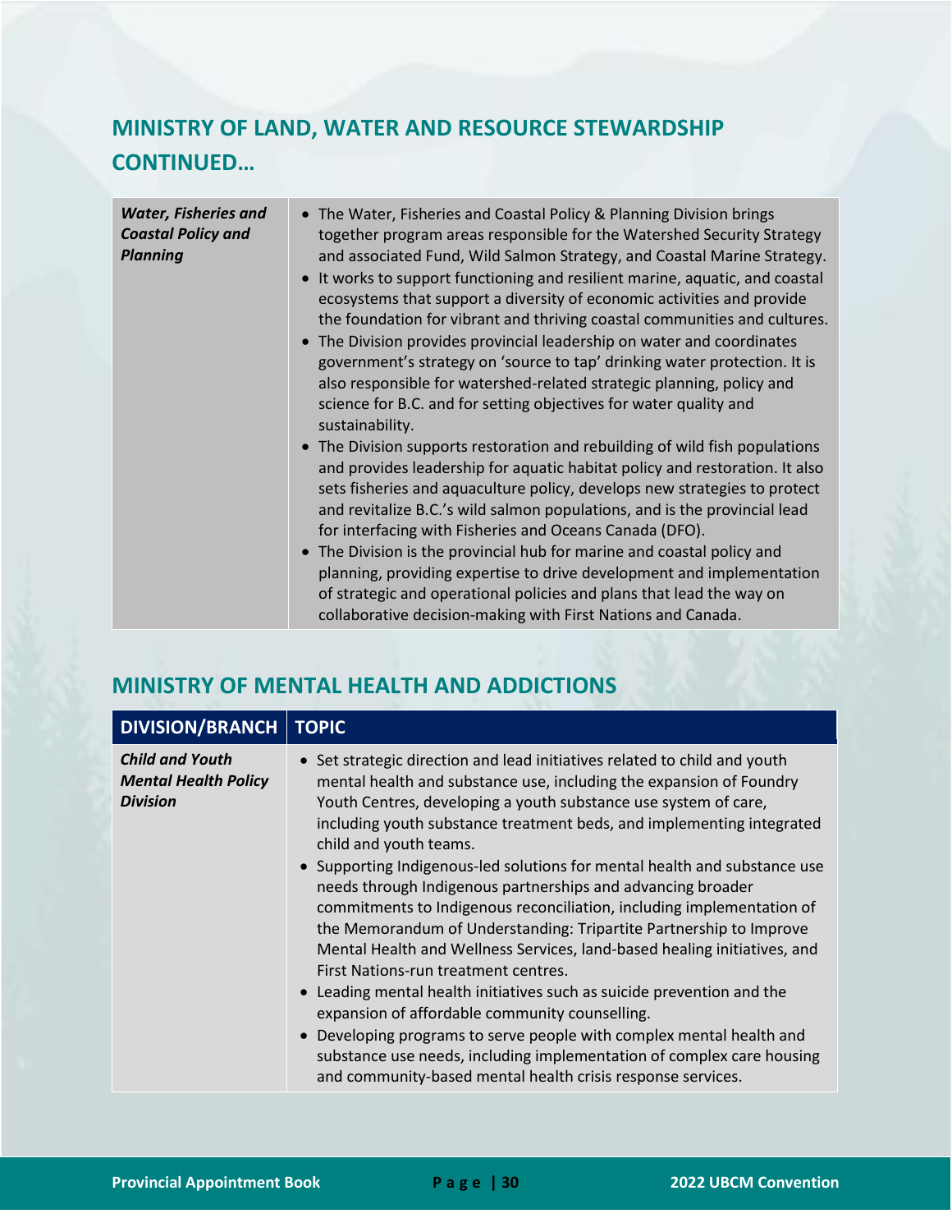## MINISTRY OF LAND, WATER AND RESOURCE STEWARDSHIP CONTINUED…

| | |
|---|---|
| ***Water, Fisheries and Coastal Policy and Planning*** | • The Water, Fisheries and Coastal Policy & Planning Division brings together program areas responsible for the Watershed Security Strategy and associated Fund, Wild Salmon Strategy, and Coastal Marine Strategy.<br>• It works to support functioning and resilient marine, aquatic, and coastal ecosystems that support a diversity of economic activities and provide the foundation for vibrant and thriving coastal communities and cultures.<br>• The Division provides provincial leadership on water and coordinates government's strategy on 'source to tap' drinking water protection. It is also responsible for watershed-related strategic planning, policy and science for B.C. and for setting objectives for water quality and sustainability.<br>• The Division supports restoration and rebuilding of wild fish populations and provides leadership for aquatic habitat policy and restoration. It also sets fisheries and aquaculture policy, develops new strategies to protect and revitalize B.C.'s wild salmon populations, and is the provincial lead for interfacing with Fisheries and Oceans Canada (DFO).<br>• The Division is the provincial hub for marine and coastal policy and planning, providing expertise to drive development and implementation of strategic and operational policies and plans that lead the way on collaborative decision-making with First Nations and Canada. |

## MINISTRY OF MENTAL HEALTH AND ADDICTIONS

| DIVISION/BRANCH | TOPIC |
|---|---|
| ***Child and Youth Mental Health Policy Division*** | • Set strategic direction and lead initiatives related to child and youth mental health and substance use, including the expansion of Foundry Youth Centres, developing a youth substance use system of care, including youth substance treatment beds, and implementing integrated child and youth teams.<br>• Supporting Indigenous-led solutions for mental health and substance use needs through Indigenous partnerships and advancing broader commitments to Indigenous reconciliation, including implementation of the Memorandum of Understanding: Tripartite Partnership to Improve Mental Health and Wellness Services, land-based healing initiatives, and First Nations-run treatment centres.<br>• Leading mental health initiatives such as suicide prevention and the expansion of affordable community counselling.<br>• Developing programs to serve people with complex mental health and substance use needs, including implementation of complex care housing and community-based mental health crisis response services. |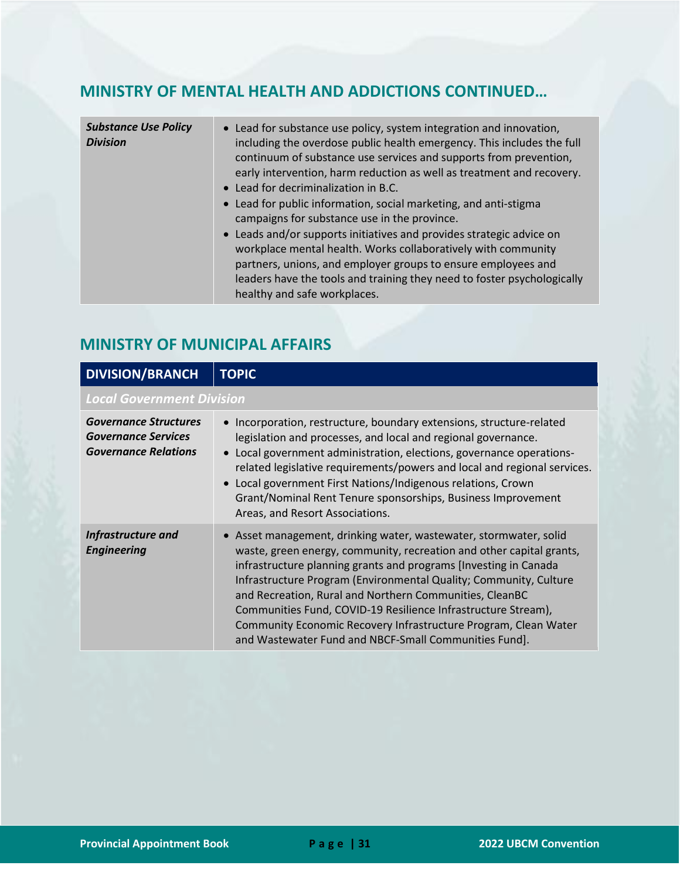## MINISTRY OF MENTAL HEALTH AND ADDICTIONS CONTINUED…

| | |
|---|---|
| ***Substance Use Policy Division*** | • Lead for substance use policy, system integration and innovation, including the overdose public health emergency. This includes the full continuum of substance use services and supports from prevention, early intervention, harm reduction as well as treatment and recovery.<br>• Lead for decriminalization in B.C.<br>• Lead for public information, social marketing, and anti-stigma campaigns for substance use in the province.<br>• Leads and/or supports initiatives and provides strategic advice on workplace mental health. Works collaboratively with community partners, unions, and employer groups to ensure employees and leaders have the tools and training they need to foster psychologically healthy and safe workplaces. |

## MINISTRY OF MUNICIPAL AFFAIRS

| DIVISION/BRANCH | TOPIC |
|---|---|
| ***Local Government Division*** | |
| ***Governance Structures***<br>***Governance Services***<br>***Governance Relations*** | • Incorporation, restructure, boundary extensions, structure-related legislation and processes, and local and regional governance.<br>• Local government administration, elections, governance operations-related legislative requirements/powers and local and regional services.<br>• Local government First Nations/Indigenous relations, Crown Grant/Nominal Rent Tenure sponsorships, Business Improvement Areas, and Resort Associations. |
| ***Infrastructure and Engineering*** | • Asset management, drinking water, wastewater, stormwater, solid waste, green energy, community, recreation and other capital grants, infrastructure planning grants and programs [Investing in Canada Infrastructure Program (Environmental Quality; Community, Culture and Recreation, Rural and Northern Communities, CleanBC Communities Fund, COVID-19 Resilience Infrastructure Stream), Community Economic Recovery Infrastructure Program, Clean Water and Wastewater Fund and NBCF-Small Communities Fund]. |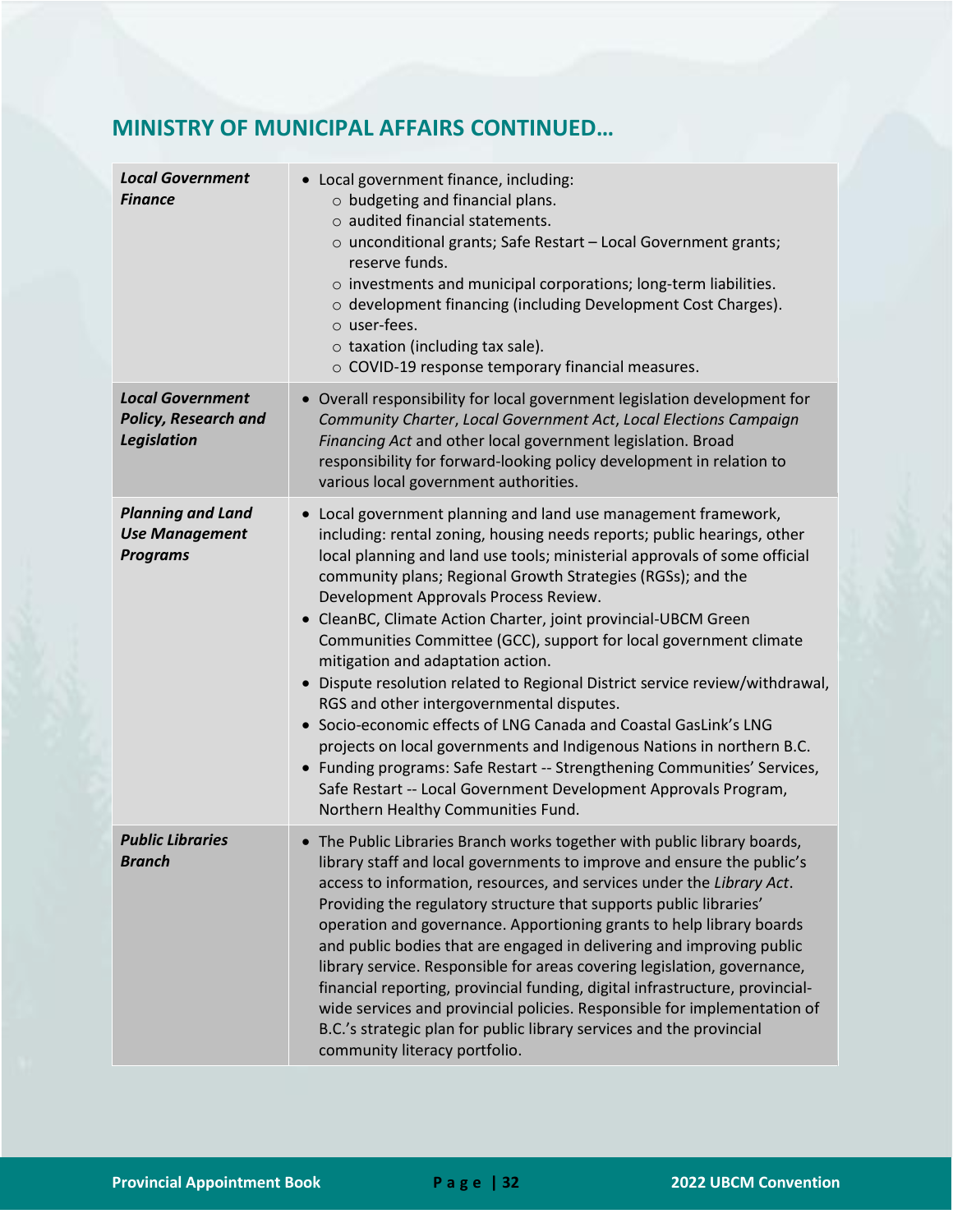## MINISTRY OF MUNICIPAL AFFAIRS CONTINUED…

| | |
|---|---|
| ***Local Government Finance*** | • Local government finance, including:<br>○ budgeting and financial plans.<br>○ audited financial statements.<br>○ unconditional grants; Safe Restart – Local Government grants; reserve funds.<br>○ investments and municipal corporations; long-term liabilities.<br>○ development financing (including Development Cost Charges).<br>○ user-fees.<br>○ taxation (including tax sale).<br>○ COVID-19 response temporary financial measures. |
| ***Local Government Policy, Research and Legislation*** | • Overall responsibility for local government legislation development for *Community Charter*, *Local Government Act*, *Local Elections Campaign Financing Act* and other local government legislation. Broad responsibility for forward-looking policy development in relation to various local government authorities. |
| ***Planning and Land Use Management Programs*** | • Local government planning and land use management framework, including: rental zoning, housing needs reports; public hearings, other local planning and land use tools; ministerial approvals of some official community plans; Regional Growth Strategies (RGSs); and the Development Approvals Process Review.<br>• CleanBC, Climate Action Charter, joint provincial-UBCM Green Communities Committee (GCC), support for local government climate mitigation and adaptation action.<br>• Dispute resolution related to Regional District service review/withdrawal, RGS and other intergovernmental disputes.<br>• Socio-economic effects of LNG Canada and Coastal GasLink's LNG projects on local governments and Indigenous Nations in northern B.C.<br>• Funding programs: Safe Restart -- Strengthening Communities' Services, Safe Restart -- Local Government Development Approvals Program, Northern Healthy Communities Fund. |
| ***Public Libraries Branch*** | • The Public Libraries Branch works together with public library boards, library staff and local governments to improve and ensure the public's access to information, resources, and services under the *Library Act*. Providing the regulatory structure that supports public libraries' operation and governance. Apportioning grants to help library boards and public bodies that are engaged in delivering and improving public library service. Responsible for areas covering legislation, governance, financial reporting, provincial funding, digital infrastructure, provincial-wide services and provincial policies. Responsible for implementation of B.C.'s strategic plan for public library services and the provincial community literacy portfolio. |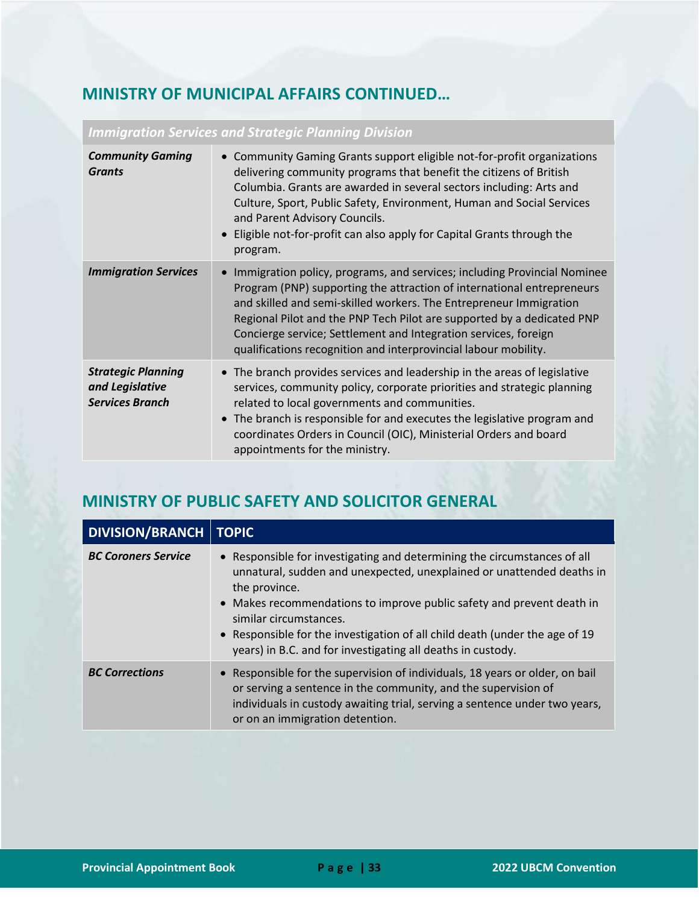## MINISTRY OF MUNICIPAL AFFAIRS CONTINUED…

| *Immigration Services and Strategic Planning Division* | |
|---|---|
| ***Community Gaming Grants*** | • Community Gaming Grants support eligible not-for-profit organizations delivering community programs that benefit the citizens of British Columbia. Grants are awarded in several sectors including: Arts and Culture, Sport, Public Safety, Environment, Human and Social Services and Parent Advisory Councils.<br>• Eligible not-for-profit can also apply for Capital Grants through the program. |
| ***Immigration Services*** | • Immigration policy, programs, and services; including Provincial Nominee Program (PNP) supporting the attraction of international entrepreneurs and skilled and semi-skilled workers. The Entrepreneur Immigration Regional Pilot and the PNP Tech Pilot are supported by a dedicated PNP Concierge service; Settlement and Integration services, foreign qualifications recognition and interprovincial labour mobility. |
| ***Strategic Planning and Legislative Services Branch*** | • The branch provides services and leadership in the areas of legislative services, community policy, corporate priorities and strategic planning related to local governments and communities.<br>• The branch is responsible for and executes the legislative program and coordinates Orders in Council (OIC), Ministerial Orders and board appointments for the ministry. |

## MINISTRY OF PUBLIC SAFETY AND SOLICITOR GENERAL

| DIVISION/BRANCH | TOPIC |
|---|---|
| ***BC Coroners Service*** | • Responsible for investigating and determining the circumstances of all unnatural, sudden and unexpected, unexplained or unattended deaths in the province.<br>• Makes recommendations to improve public safety and prevent death in similar circumstances.<br>• Responsible for the investigation of all child death (under the age of 19 years) in B.C. and for investigating all deaths in custody. |
| ***BC Corrections*** | • Responsible for the supervision of individuals, 18 years or older, on bail or serving a sentence in the community, and the supervision of individuals in custody awaiting trial, serving a sentence under two years, or on an immigration detention. |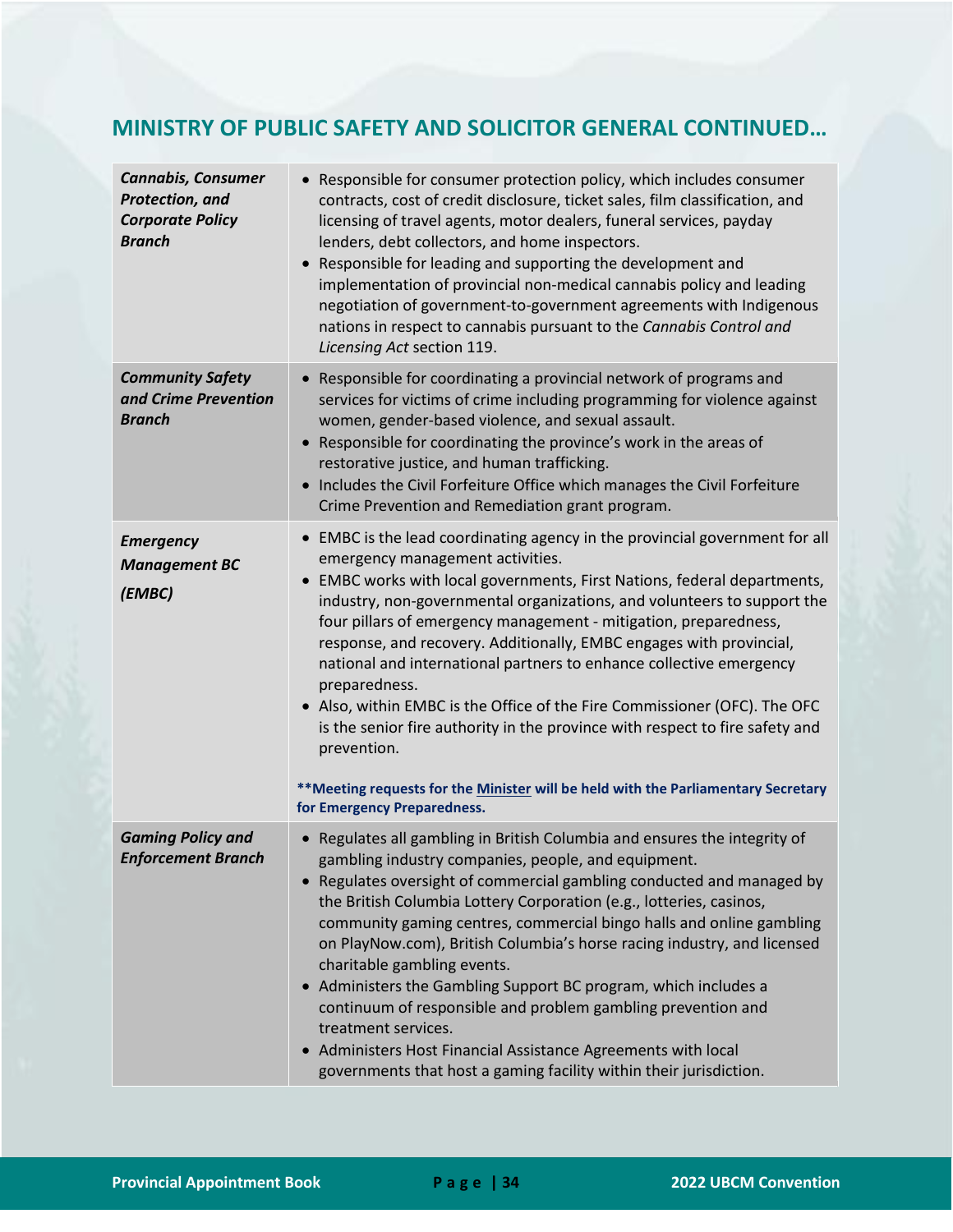## MINISTRY OF PUBLIC SAFETY AND SOLICITOR GENERAL CONTINUED…

| | |
|---|---|
| ***Cannabis, Consumer Protection, and Corporate Policy Branch*** | • Responsible for consumer protection policy, which includes consumer contracts, cost of credit disclosure, ticket sales, film classification, and licensing of travel agents, motor dealers, funeral services, payday lenders, debt collectors, and home inspectors.<br>• Responsible for leading and supporting the development and implementation of provincial non-medical cannabis policy and leading negotiation of government-to-government agreements with Indigenous nations in respect to cannabis pursuant to the *Cannabis Control and Licensing Act* section 119. |
| ***Community Safety and Crime Prevention Branch*** | • Responsible for coordinating a provincial network of programs and services for victims of crime including programming for violence against women, gender-based violence, and sexual assault.<br>• Responsible for coordinating the province's work in the areas of restorative justice, and human trafficking.<br>• Includes the Civil Forfeiture Office which manages the Civil Forfeiture Crime Prevention and Remediation grant program. |
| ***Emergency Management BC (EMBC)*** | • EMBC is the lead coordinating agency in the provincial government for all emergency management activities.<br>• EMBC works with local governments, First Nations, federal departments, industry, non-governmental organizations, and volunteers to support the four pillars of emergency management - mitigation, preparedness, response, and recovery. Additionally, EMBC engages with provincial, national and international partners to enhance collective emergency preparedness.<br>• Also, within EMBC is the Office of the Fire Commissioner (OFC). The OFC is the senior fire authority in the province with respect to fire safety and prevention.<br><br>**\*\*Meeting requests for the Minister will be held with the Parliamentary Secretary for Emergency Preparedness.** |
| ***Gaming Policy and Enforcement Branch*** | • Regulates all gambling in British Columbia and ensures the integrity of gambling industry companies, people, and equipment.<br>• Regulates oversight of commercial gambling conducted and managed by the British Columbia Lottery Corporation (e.g., lotteries, casinos, community gaming centres, commercial bingo halls and online gambling on PlayNow.com), British Columbia's horse racing industry, and licensed charitable gambling events.<br>• Administers the Gambling Support BC program, which includes a continuum of responsible and problem gambling prevention and treatment services.<br>• Administers Host Financial Assistance Agreements with local governments that host a gaming facility within their jurisdiction. |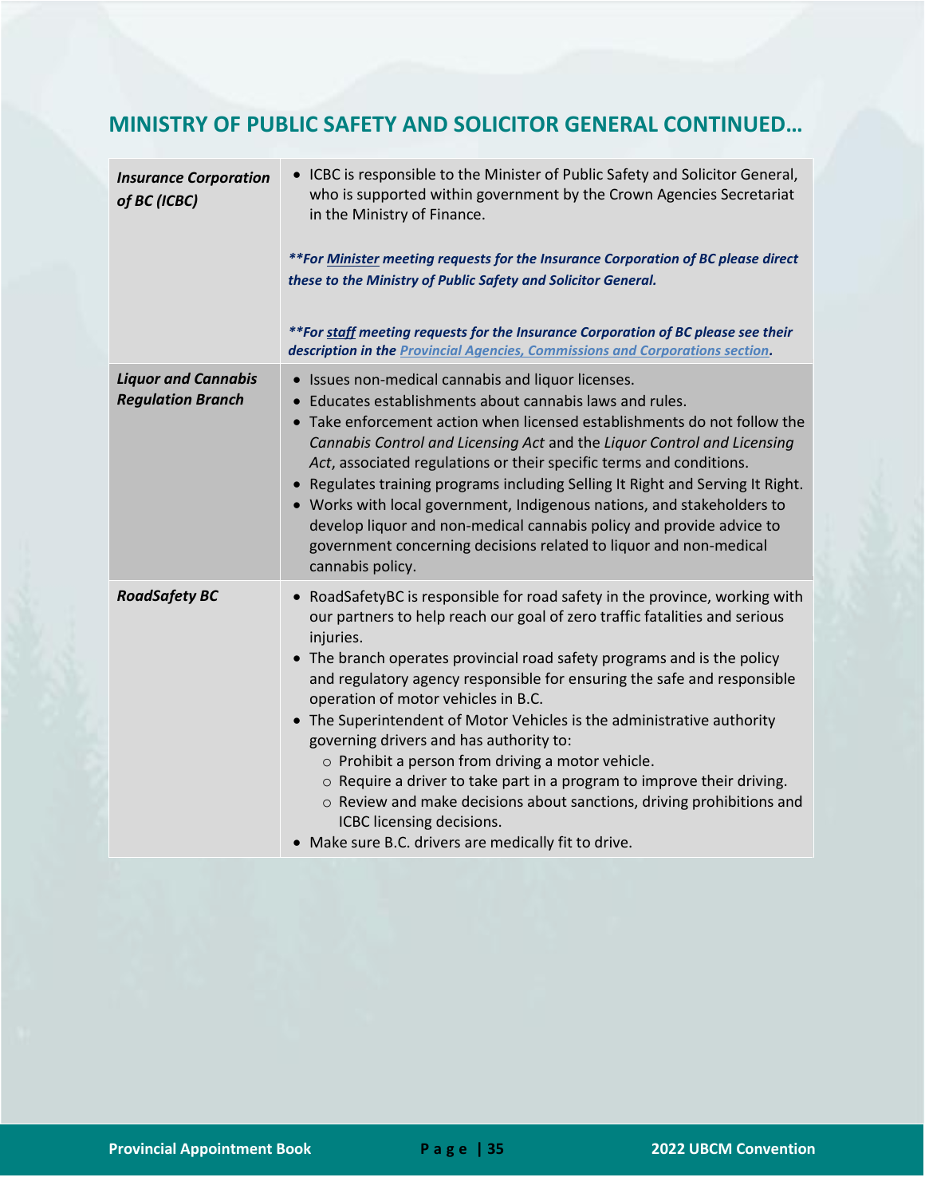## MINISTRY OF PUBLIC SAFETY AND SOLICITOR GENERAL CONTINUED…

| | |
|---|---|
| ***Insurance Corporation of BC (ICBC)*** | • ICBC is responsible to the Minister of Public Safety and Solicitor General, who is supported within government by the Crown Agencies Secretariat in the Ministry of Finance.<br><br>***\*\*For Minister meeting requests for the Insurance Corporation of BC please direct these to the Ministry of Public Safety and Solicitor General.***<br><br>***\*\*For staff meeting requests for the Insurance Corporation of BC please see their description in the Provincial Agencies, Commissions and Corporations section.*** |
| ***Liquor and Cannabis Regulation Branch*** | • Issues non-medical cannabis and liquor licenses.<br>• Educates establishments about cannabis laws and rules.<br>• Take enforcement action when licensed establishments do not follow the *Cannabis Control and Licensing Act* and the *Liquor Control and Licensing Act*, associated regulations or their specific terms and conditions.<br>• Regulates training programs including Selling It Right and Serving It Right.<br>• Works with local government, Indigenous nations, and stakeholders to develop liquor and non-medical cannabis policy and provide advice to government concerning decisions related to liquor and non-medical cannabis policy. |
| ***RoadSafety BC*** | • RoadSafetyBC is responsible for road safety in the province, working with our partners to help reach our goal of zero traffic fatalities and serious injuries.<br>• The branch operates provincial road safety programs and is the policy and regulatory agency responsible for ensuring the safe and responsible operation of motor vehicles in B.C.<br>• The Superintendent of Motor Vehicles is the administrative authority governing drivers and has authority to:<br>&nbsp;&nbsp;&nbsp;&nbsp;○ Prohibit a person from driving a motor vehicle.<br>&nbsp;&nbsp;&nbsp;&nbsp;○ Require a driver to take part in a program to improve their driving.<br>&nbsp;&nbsp;&nbsp;&nbsp;○ Review and make decisions about sanctions, driving prohibitions and ICBC licensing decisions.<br>• Make sure B.C. drivers are medically fit to drive. |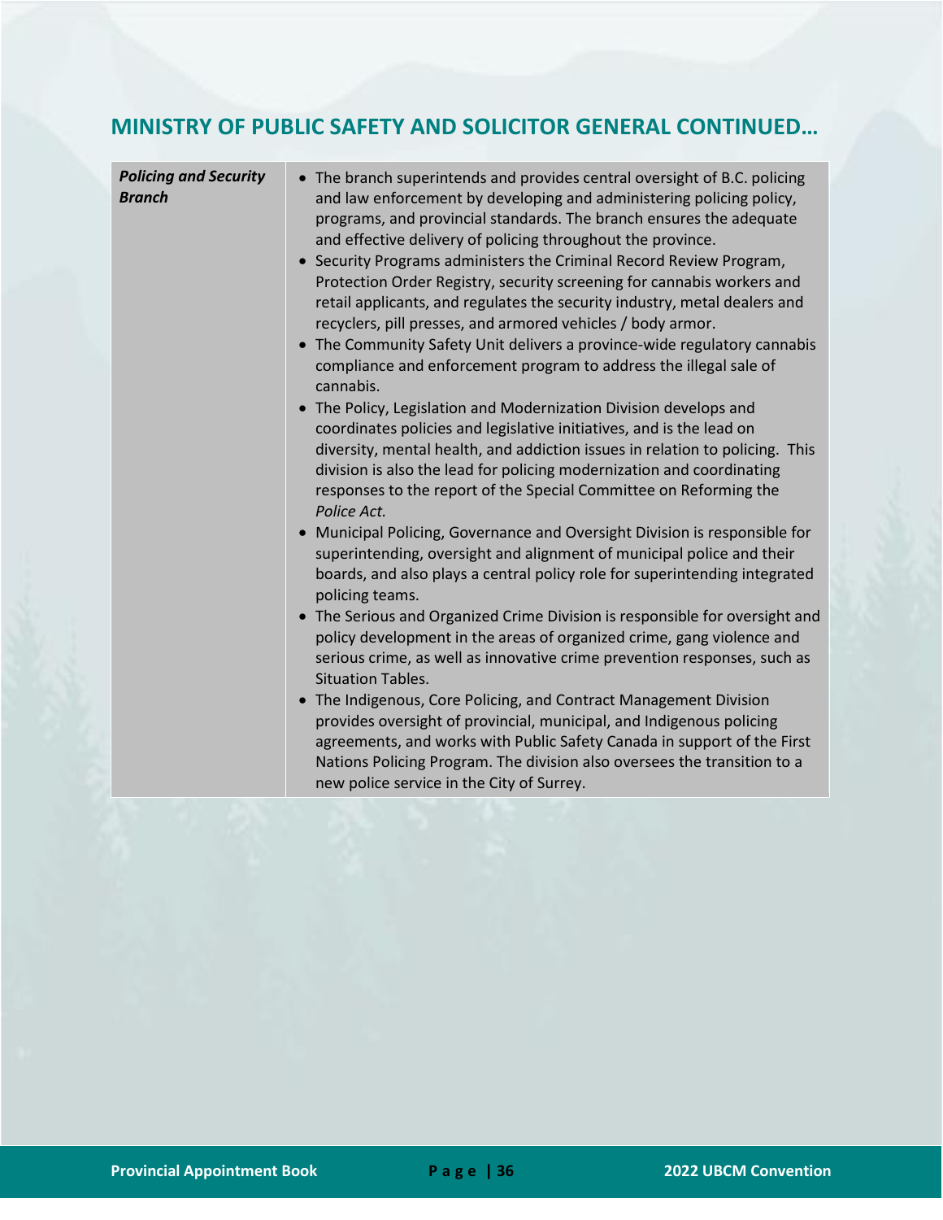## MINISTRY OF PUBLIC SAFETY AND SOLICITOR GENERAL CONTINUED…

| | |
|---|---|
| ***Policing and Security Branch*** | • The branch superintends and provides central oversight of B.C. policing and law enforcement by developing and administering policing policy, programs, and provincial standards. The branch ensures the adequate and effective delivery of policing throughout the province.<br>• Security Programs administers the Criminal Record Review Program, Protection Order Registry, security screening for cannabis workers and retail applicants, and regulates the security industry, metal dealers and recyclers, pill presses, and armored vehicles / body armor.<br>• The Community Safety Unit delivers a province-wide regulatory cannabis compliance and enforcement program to address the illegal sale of cannabis.<br>• The Policy, Legislation and Modernization Division develops and coordinates policies and legislative initiatives, and is the lead on diversity, mental health, and addiction issues in relation to policing. This division is also the lead for policing modernization and coordinating responses to the report of the Special Committee on Reforming the *Police Act.*<br>• Municipal Policing, Governance and Oversight Division is responsible for superintending, oversight and alignment of municipal police and their boards, and also plays a central policy role for superintending integrated policing teams.<br>• The Serious and Organized Crime Division is responsible for oversight and policy development in the areas of organized crime, gang violence and serious crime, as well as innovative crime prevention responses, such as Situation Tables.<br>• The Indigenous, Core Policing, and Contract Management Division provides oversight of provincial, municipal, and Indigenous policing agreements, and works with Public Safety Canada in support of the First Nations Policing Program. The division also oversees the transition to a new police service in the City of Surrey. |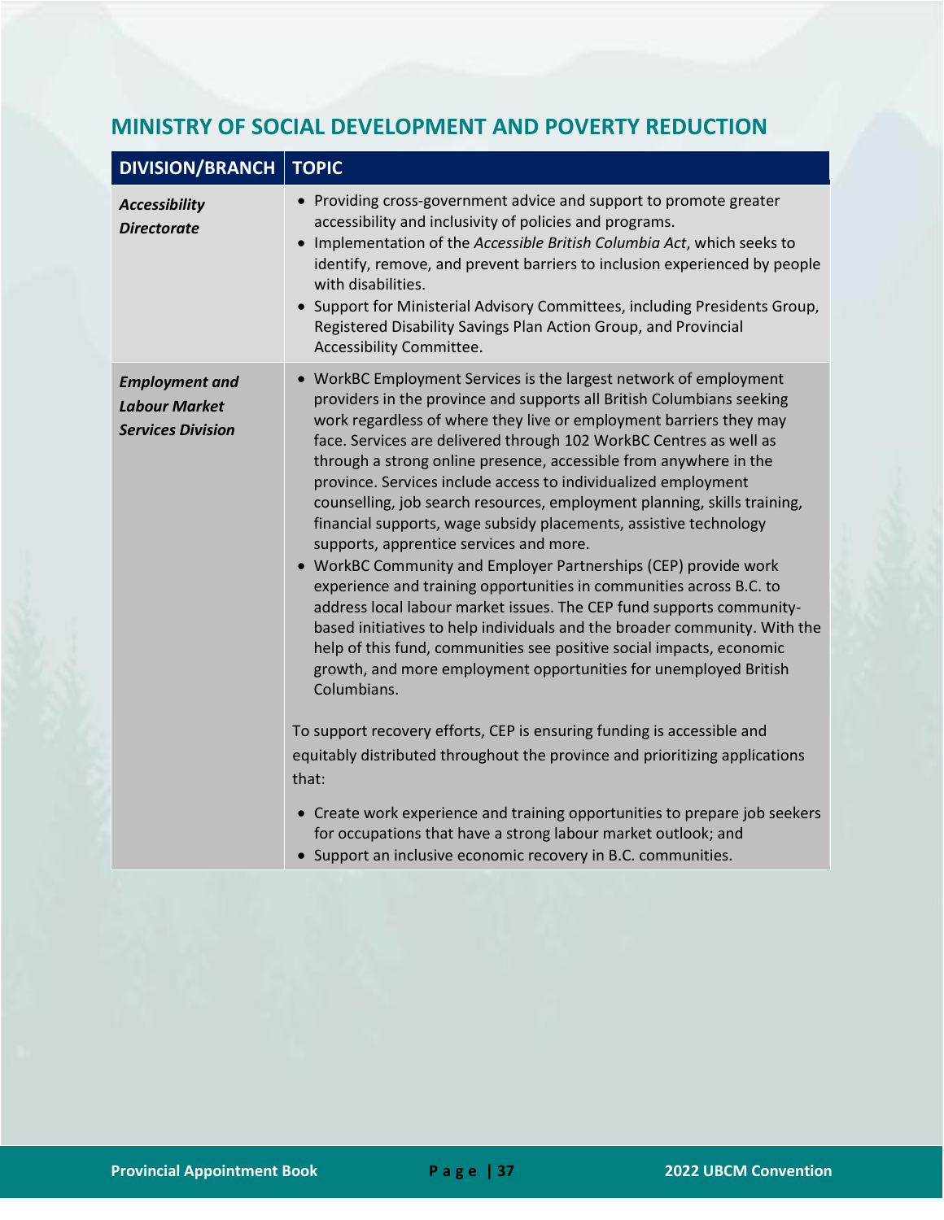## MINISTRY OF SOCIAL DEVELOPMENT AND POVERTY REDUCTION

| DIVISION/BRANCH | TOPIC |
|---|---|
| ***Accessibility Directorate*** | • Providing cross-government advice and support to promote greater accessibility and inclusivity of policies and programs.<br>• Implementation of the *Accessible British Columbia Act*, which seeks to identify, remove, and prevent barriers to inclusion experienced by people with disabilities.<br>• Support for Ministerial Advisory Committees, including Presidents Group, Registered Disability Savings Plan Action Group, and Provincial Accessibility Committee. |
| ***Employment and Labour Market Services Division*** | • WorkBC Employment Services is the largest network of employment providers in the province and supports all British Columbians seeking work regardless of where they live or employment barriers they may face. Services are delivered through 102 WorkBC Centres as well as through a strong online presence, accessible from anywhere in the province. Services include access to individualized employment counselling, job search resources, employment planning, skills training, financial supports, wage subsidy placements, assistive technology supports, apprentice services and more.<br>• WorkBC Community and Employer Partnerships (CEP) provide work experience and training opportunities in communities across B.C. to address local labour market issues. The CEP fund supports community-based initiatives to help individuals and the broader community. With the help of this fund, communities see positive social impacts, economic growth, and more employment opportunities for unemployed British Columbians.<br><br>To support recovery efforts, CEP is ensuring funding is accessible and equitably distributed throughout the province and prioritizing applications that:<br><br>• Create work experience and training opportunities to prepare job seekers for occupations that have a strong labour market outlook; and<br>• Support an inclusive economic recovery in B.C. communities. |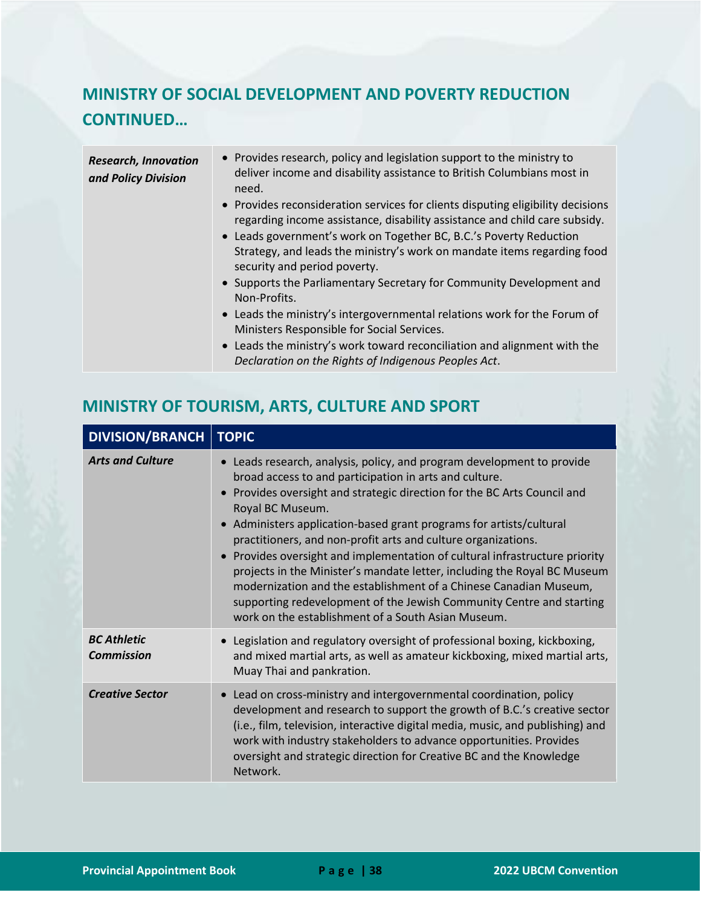## MINISTRY OF SOCIAL DEVELOPMENT AND POVERTY REDUCTION CONTINUED…

| | |
|---|---|
| ***Research, Innovation and Policy Division*** | • Provides research, policy and legislation support to the ministry to deliver income and disability assistance to British Columbians most in need.<br>• Provides reconsideration services for clients disputing eligibility decisions regarding income assistance, disability assistance and child care subsidy.<br>• Leads government's work on Together BC, B.C.'s Poverty Reduction Strategy, and leads the ministry's work on mandate items regarding food security and period poverty.<br>• Supports the Parliamentary Secretary for Community Development and Non-Profits.<br>• Leads the ministry's intergovernmental relations work for the Forum of Ministers Responsible for Social Services.<br>• Leads the ministry's work toward reconciliation and alignment with the *Declaration on the Rights of Indigenous Peoples Act*. |

## MINISTRY OF TOURISM, ARTS, CULTURE AND SPORT

| DIVISION/BRANCH | TOPIC |
|---|---|
| ***Arts and Culture*** | • Leads research, analysis, policy, and program development to provide broad access to and participation in arts and culture.<br>• Provides oversight and strategic direction for the BC Arts Council and Royal BC Museum.<br>• Administers application-based grant programs for artists/cultural practitioners, and non-profit arts and culture organizations.<br>• Provides oversight and implementation of cultural infrastructure priority projects in the Minister's mandate letter, including the Royal BC Museum modernization and the establishment of a Chinese Canadian Museum, supporting redevelopment of the Jewish Community Centre and starting work on the establishment of a South Asian Museum. |
| ***BC Athletic Commission*** | • Legislation and regulatory oversight of professional boxing, kickboxing, and mixed martial arts, as well as amateur kickboxing, mixed martial arts, Muay Thai and pankration. |
| ***Creative Sector*** | • Lead on cross-ministry and intergovernmental coordination, policy development and research to support the growth of B.C.'s creative sector (i.e., film, television, interactive digital media, music, and publishing) and work with industry stakeholders to advance opportunities. Provides oversight and strategic direction for Creative BC and the Knowledge Network. |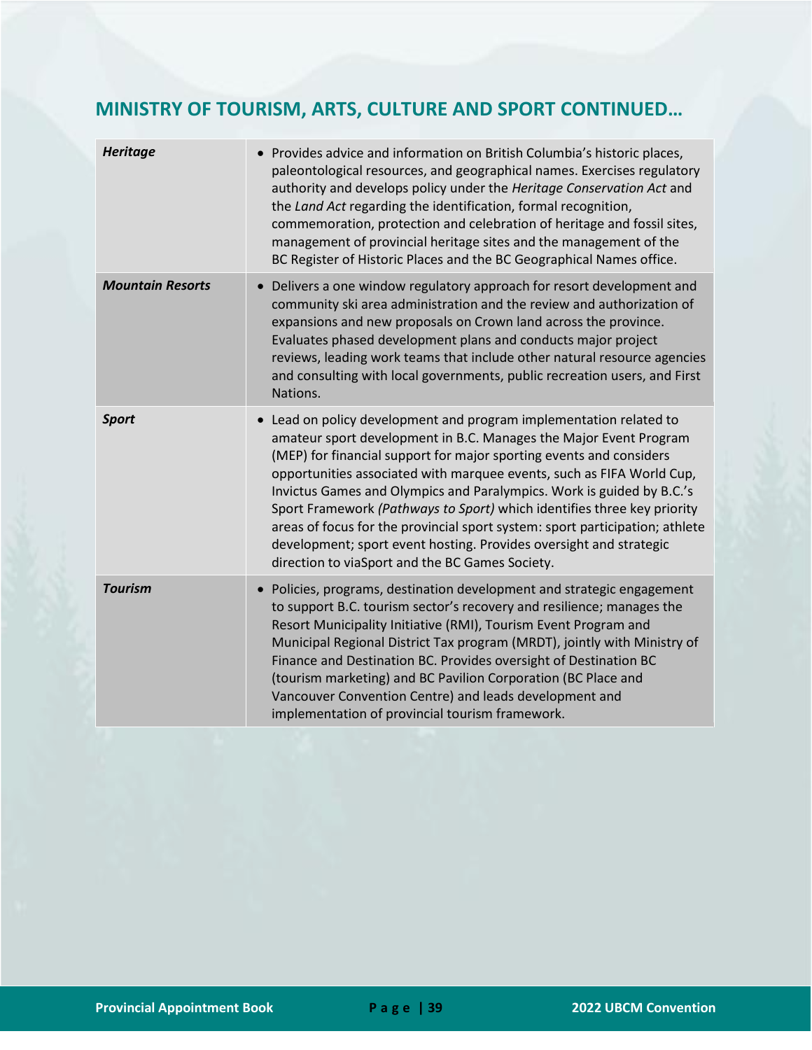## MINISTRY OF TOURISM, ARTS, CULTURE AND SPORT CONTINUED…

| | |
|---|---|
| ***Heritage*** | • Provides advice and information on British Columbia's historic places, paleontological resources, and geographical names. Exercises regulatory authority and develops policy under the *Heritage Conservation Act* and the *Land Act* regarding the identification, formal recognition, commemoration, protection and celebration of heritage and fossil sites, management of provincial heritage sites and the management of the BC Register of Historic Places and the BC Geographical Names office. |
| ***Mountain Resorts*** | • Delivers a one window regulatory approach for resort development and community ski area administration and the review and authorization of expansions and new proposals on Crown land across the province. Evaluates phased development plans and conducts major project reviews, leading work teams that include other natural resource agencies and consulting with local governments, public recreation users, and First Nations. |
| ***Sport*** | • Lead on policy development and program implementation related to amateur sport development in B.C. Manages the Major Event Program (MEP) for financial support for major sporting events and considers opportunities associated with marquee events, such as FIFA World Cup, Invictus Games and Olympics and Paralympics. Work is guided by B.C.'s Sport Framework *(Pathways to Sport)* which identifies three key priority areas of focus for the provincial sport system: sport participation; athlete development; sport event hosting. Provides oversight and strategic direction to viaSport and the BC Games Society. |
| ***Tourism*** | • Policies, programs, destination development and strategic engagement to support B.C. tourism sector's recovery and resilience; manages the Resort Municipality Initiative (RMI), Tourism Event Program and Municipal Regional District Tax program (MRDT), jointly with Ministry of Finance and Destination BC. Provides oversight of Destination BC (tourism marketing) and BC Pavilion Corporation (BC Place and Vancouver Convention Centre) and leads development and implementation of provincial tourism framework. |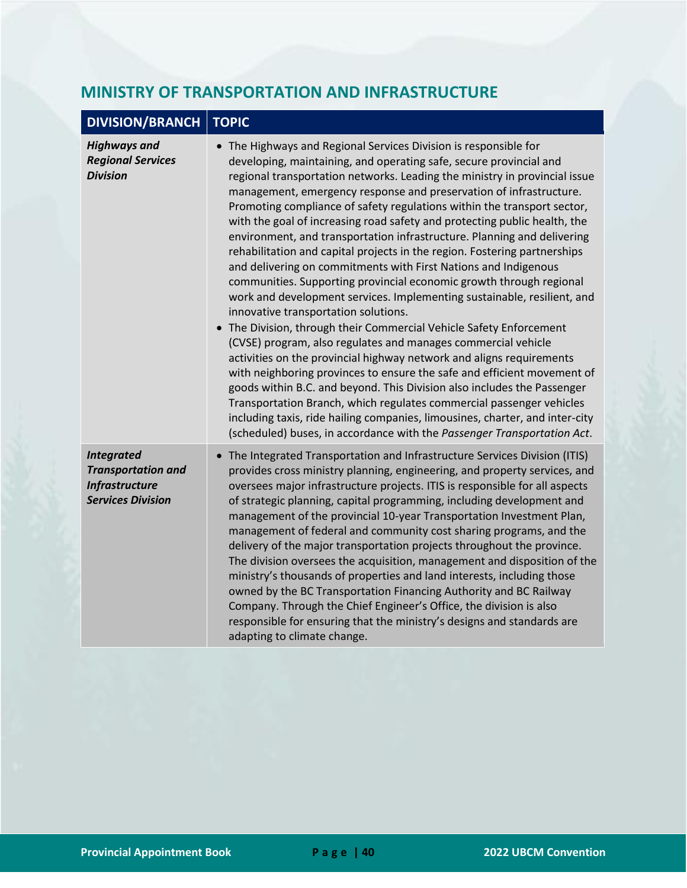## MINISTRY OF TRANSPORTATION AND INFRASTRUCTURE

| DIVISION/BRANCH | TOPIC |
|---|---|
| ***Highways and Regional Services Division*** | • The Highways and Regional Services Division is responsible for developing, maintaining, and operating safe, secure provincial and regional transportation networks. Leading the ministry in provincial issue management, emergency response and preservation of infrastructure. Promoting compliance of safety regulations within the transport sector, with the goal of increasing road safety and protecting public health, the environment, and transportation infrastructure. Planning and delivering rehabilitation and capital projects in the region. Fostering partnerships and delivering on commitments with First Nations and Indigenous communities. Supporting provincial economic growth through regional work and development services. Implementing sustainable, resilient, and innovative transportation solutions.<br>• The Division, through their Commercial Vehicle Safety Enforcement (CVSE) program, also regulates and manages commercial vehicle activities on the provincial highway network and aligns requirements with neighboring provinces to ensure the safe and efficient movement of goods within B.C. and beyond. This Division also includes the Passenger Transportation Branch, which regulates commercial passenger vehicles including taxis, ride hailing companies, limousines, charter, and inter-city (scheduled) buses, in accordance with the *Passenger Transportation Act*. |
| ***Integrated Transportation and Infrastructure Services Division*** | • The Integrated Transportation and Infrastructure Services Division (ITIS) provides cross ministry planning, engineering, and property services, and oversees major infrastructure projects. ITIS is responsible for all aspects of strategic planning, capital programming, including development and management of the provincial 10-year Transportation Investment Plan, management of federal and community cost sharing programs, and the delivery of the major transportation projects throughout the province. The division oversees the acquisition, management and disposition of the ministry's thousands of properties and land interests, including those owned by the BC Transportation Financing Authority and BC Railway Company. Through the Chief Engineer's Office, the division is also responsible for ensuring that the ministry's designs and standards are adapting to climate change. |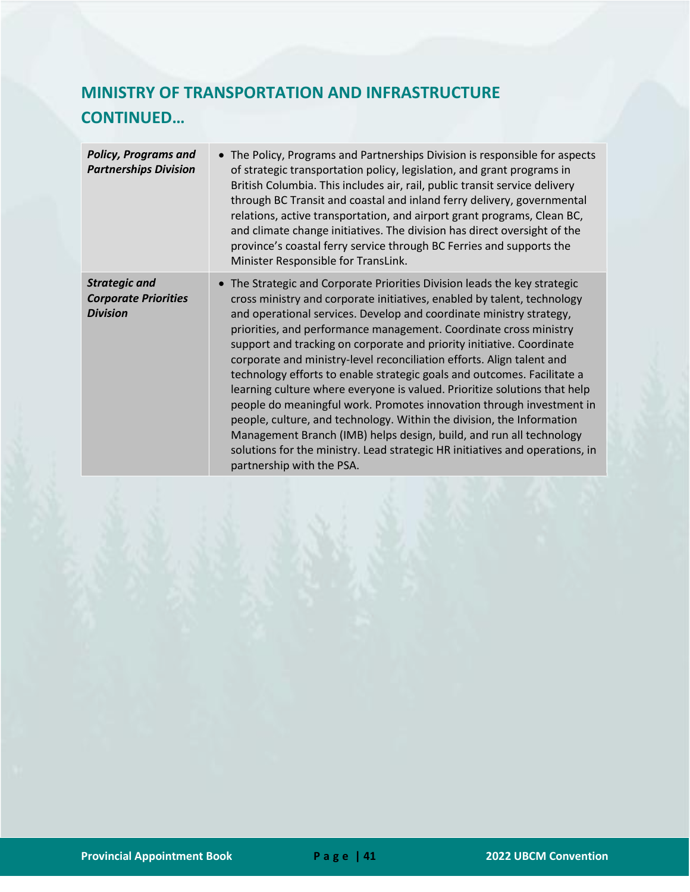## MINISTRY OF TRANSPORTATION AND INFRASTRUCTURE CONTINUED…

| | |
|---|---|
| ***Policy, Programs and Partnerships Division*** | • The Policy, Programs and Partnerships Division is responsible for aspects of strategic transportation policy, legislation, and grant programs in British Columbia. This includes air, rail, public transit service delivery through BC Transit and coastal and inland ferry delivery, governmental relations, active transportation, and airport grant programs, Clean BC, and climate change initiatives. The division has direct oversight of the province's coastal ferry service through BC Ferries and supports the Minister Responsible for TransLink. |
| ***Strategic and Corporate Priorities Division*** | • The Strategic and Corporate Priorities Division leads the key strategic cross ministry and corporate initiatives, enabled by talent, technology and operational services. Develop and coordinate ministry strategy, priorities, and performance management. Coordinate cross ministry support and tracking on corporate and priority initiative. Coordinate corporate and ministry-level reconciliation efforts. Align talent and technology efforts to enable strategic goals and outcomes. Facilitate a learning culture where everyone is valued. Prioritize solutions that help people do meaningful work. Promotes innovation through investment in people, culture, and technology. Within the division, the Information Management Branch (IMB) helps design, build, and run all technology solutions for the ministry. Lead strategic HR initiatives and operations, in partnership with the PSA. |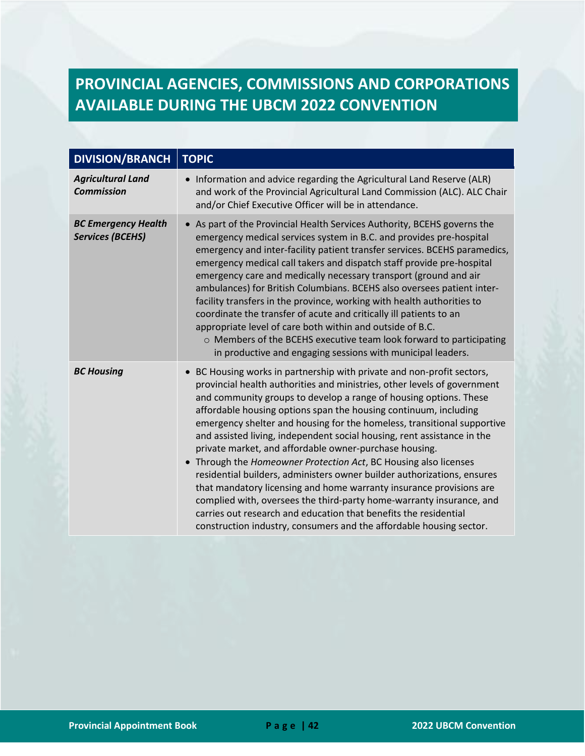# PROVINCIAL AGENCIES, COMMISSIONS AND CORPORATIONS AVAILABLE DURING THE UBCM 2022 CONVENTION

| DIVISION/BRANCH | TOPIC |
|---|---|
| ***Agricultural Land Commission*** | • Information and advice regarding the Agricultural Land Reserve (ALR) and work of the Provincial Agricultural Land Commission (ALC). ALC Chair and/or Chief Executive Officer will be in attendance. |
| ***BC Emergency Health Services (BCEHS)*** | • As part of the Provincial Health Services Authority, BCEHS governs the emergency medical services system in B.C. and provides pre-hospital emergency and inter-facility patient transfer services. BCEHS paramedics, emergency medical call takers and dispatch staff provide pre-hospital emergency care and medically necessary transport (ground and air ambulances) for British Columbians. BCEHS also oversees patient inter-facility transfers in the province, working with health authorities to coordinate the transfer of acute and critically ill patients to an appropriate level of care both within and outside of B.C.<br>  ○ Members of the BCEHS executive team look forward to participating in productive and engaging sessions with municipal leaders. |
| ***BC Housing*** | • BC Housing works in partnership with private and non-profit sectors, provincial health authorities and ministries, other levels of government and community groups to develop a range of housing options. These affordable housing options span the housing continuum, including emergency shelter and housing for the homeless, transitional supportive and assisted living, independent social housing, rent assistance in the private market, and affordable owner-purchase housing.<br>• Through the *Homeowner Protection Act*, BC Housing also licenses residential builders, administers owner builder authorizations, ensures that mandatory licensing and home warranty insurance provisions are complied with, oversees the third-party home-warranty insurance, and carries out research and education that benefits the residential construction industry, consumers and the affordable housing sector. |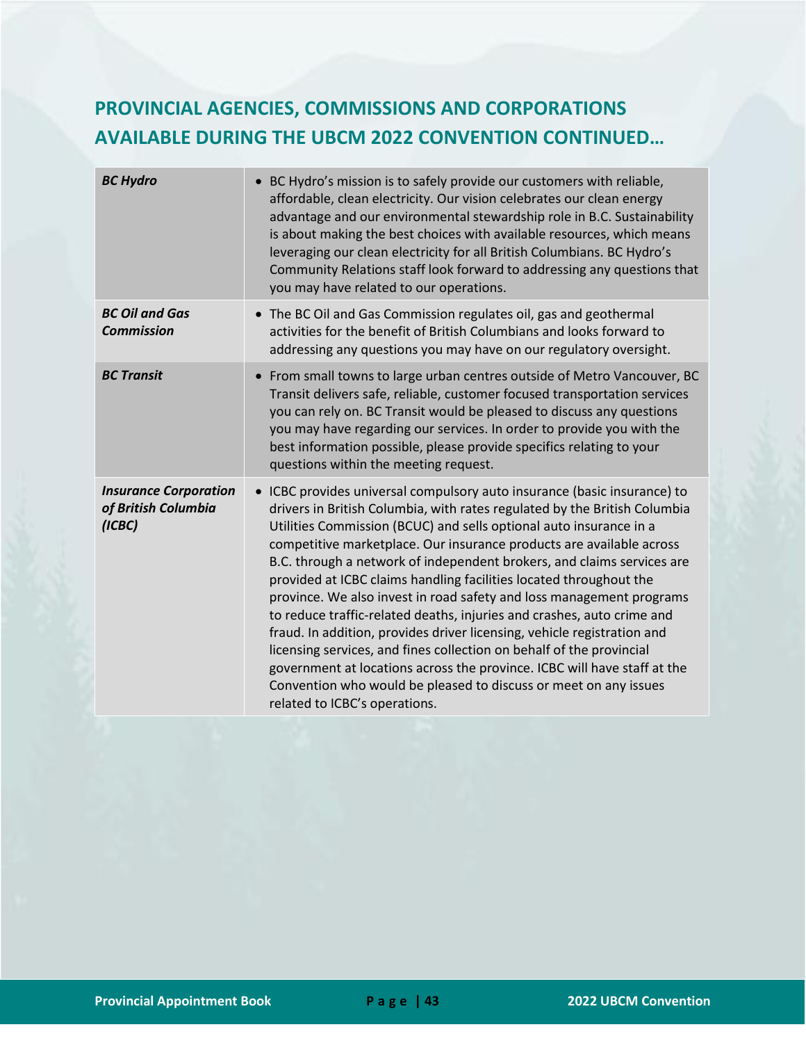## PROVINCIAL AGENCIES, COMMISSIONS AND CORPORATIONS AVAILABLE DURING THE UBCM 2022 CONVENTION CONTINUED…

| | |
|---|---|
| ***BC Hydro*** | • BC Hydro's mission is to safely provide our customers with reliable, affordable, clean electricity. Our vision celebrates our clean energy advantage and our environmental stewardship role in B.C. Sustainability is about making the best choices with available resources, which means leveraging our clean electricity for all British Columbians. BC Hydro's Community Relations staff look forward to addressing any questions that you may have related to our operations. |
| ***BC Oil and Gas Commission*** | • The BC Oil and Gas Commission regulates oil, gas and geothermal activities for the benefit of British Columbians and looks forward to addressing any questions you may have on our regulatory oversight. |
| ***BC Transit*** | • From small towns to large urban centres outside of Metro Vancouver, BC Transit delivers safe, reliable, customer focused transportation services you can rely on. BC Transit would be pleased to discuss any questions you may have regarding our services. In order to provide you with the best information possible, please provide specifics relating to your questions within the meeting request. |
| ***Insurance Corporation of British Columbia (ICBC)*** | • ICBC provides universal compulsory auto insurance (basic insurance) to drivers in British Columbia, with rates regulated by the British Columbia Utilities Commission (BCUC) and sells optional auto insurance in a competitive marketplace. Our insurance products are available across B.C. through a network of independent brokers, and claims services are provided at ICBC claims handling facilities located throughout the province. We also invest in road safety and loss management programs to reduce traffic-related deaths, injuries and crashes, auto crime and fraud. In addition, provides driver licensing, vehicle registration and licensing services, and fines collection on behalf of the provincial government at locations across the province. ICBC will have staff at the Convention who would be pleased to discuss or meet on any issues related to ICBC's operations. |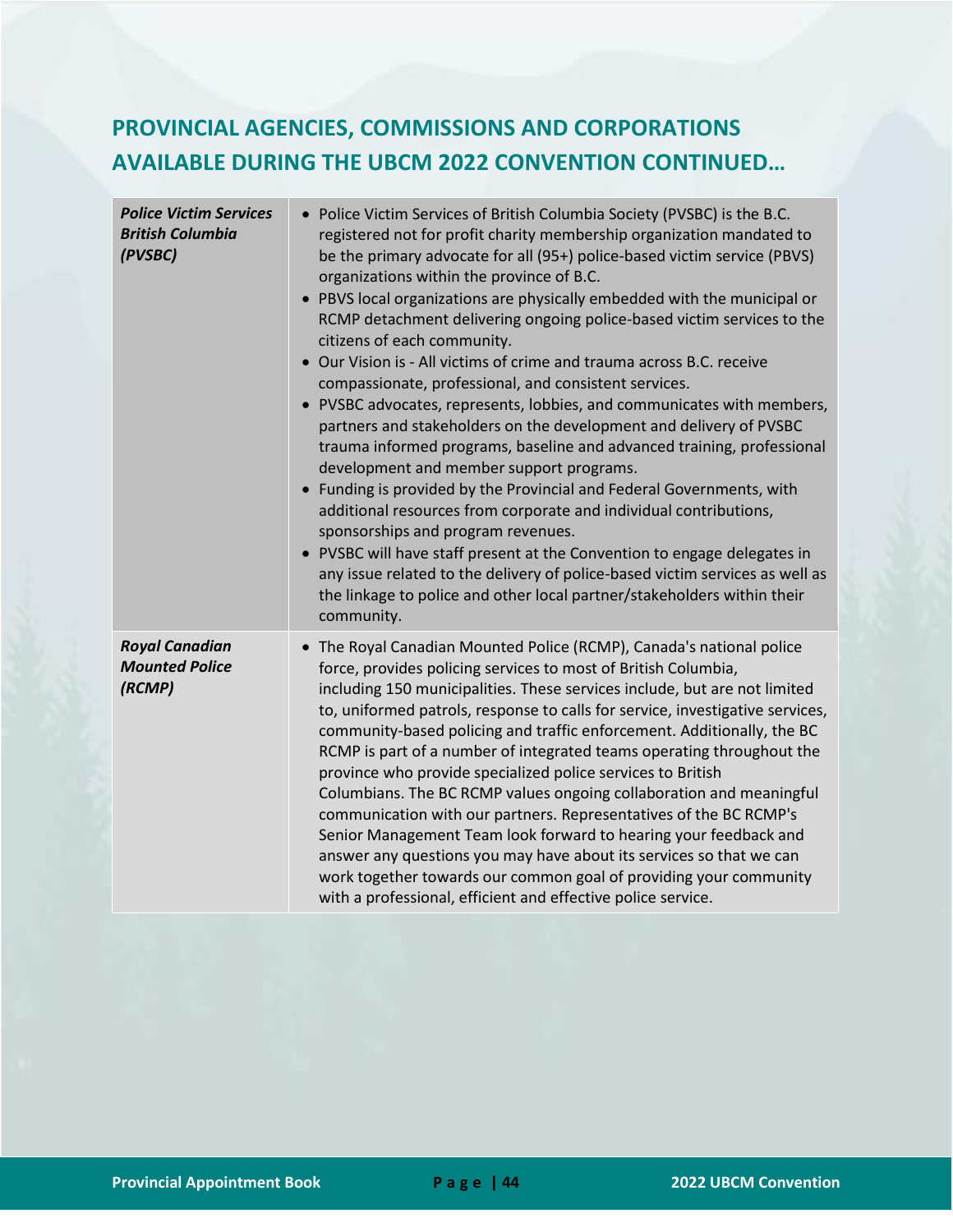## PROVINCIAL AGENCIES, COMMISSIONS AND CORPORATIONS AVAILABLE DURING THE UBCM 2022 CONVENTION CONTINUED…

| | |
|---|---|
| ***Police Victim Services British Columbia (PVSBC)*** | • Police Victim Services of British Columbia Society (PVSBC) is the B.C. registered not for profit charity membership organization mandated to be the primary advocate for all (95+) police-based victim service (PBVS) organizations within the province of B.C.<br>• PBVS local organizations are physically embedded with the municipal or RCMP detachment delivering ongoing police-based victim services to the citizens of each community.<br>• Our Vision is - All victims of crime and trauma across B.C. receive compassionate, professional, and consistent services.<br>• PVSBC advocates, represents, lobbies, and communicates with members, partners and stakeholders on the development and delivery of PVSBC trauma informed programs, baseline and advanced training, professional development and member support programs.<br>• Funding is provided by the Provincial and Federal Governments, with additional resources from corporate and individual contributions, sponsorships and program revenues.<br>• PVSBC will have staff present at the Convention to engage delegates in any issue related to the delivery of police-based victim services as well as the linkage to police and other local partner/stakeholders within their community. |
| ***Royal Canadian Mounted Police (RCMP)*** | • The Royal Canadian Mounted Police (RCMP), Canada's national police force, provides policing services to most of British Columbia, including 150 municipalities. These services include, but are not limited to, uniformed patrols, response to calls for service, investigative services, community-based policing and traffic enforcement. Additionally, the BC RCMP is part of a number of integrated teams operating throughout the province who provide specialized police services to British Columbians. The BC RCMP values ongoing collaboration and meaningful communication with our partners. Representatives of the BC RCMP's Senior Management Team look forward to hearing your feedback and answer any questions you may have about its services so that we can work together towards our common goal of providing your community with a professional, efficient and effective police service. |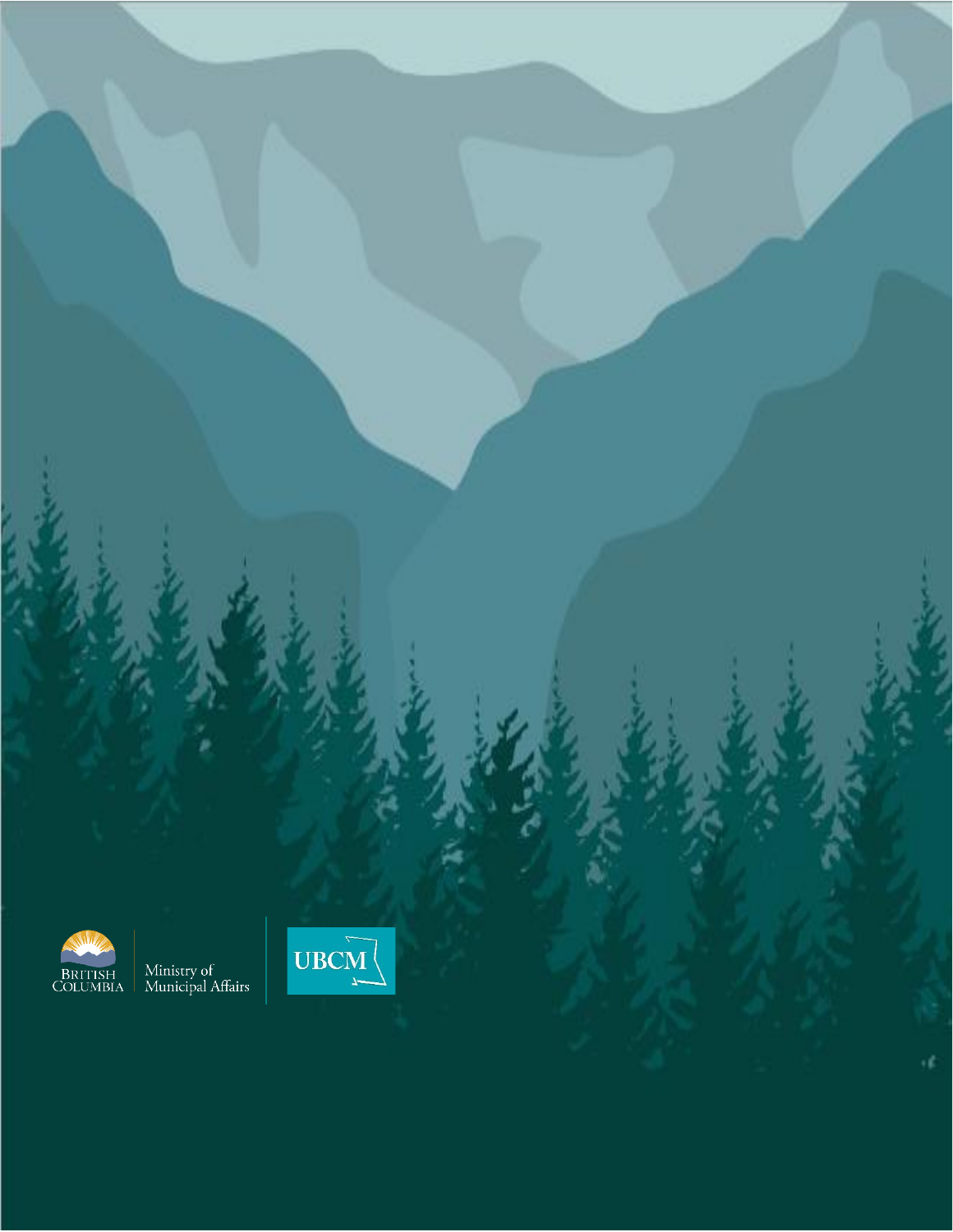British Columbia

Ministry of Municipal Affairs

UBCM